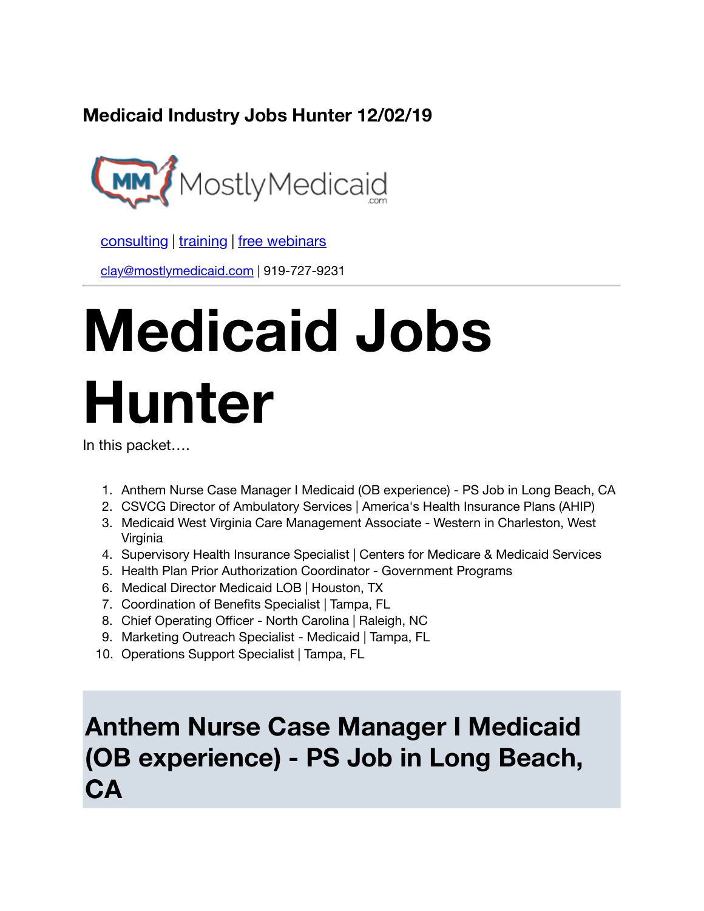### Medicaid Industry Jobs Hunter 12/02/19

MostlyMedicaid.com

[consulting](#) | [training](#) | [free webinars](#)

[clay@mostlymedicaid.com](mailto:clay@mostlymedicaid.com) | 919-727-9231

---

# Medicaid Jobs Hunter

In this packet….

1. Anthem Nurse Case Manager I Medicaid (OB experience) - PS Job in Long Beach, CA
2. CSVCG Director of Ambulatory Services | America's Health Insurance Plans (AHIP)
3. Medicaid West Virginia Care Management Associate - Western in Charleston, West Virginia
4. Supervisory Health Insurance Specialist | Centers for Medicare & Medicaid Services
5. Health Plan Prior Authorization Coordinator - Government Programs
6. Medical Director Medicaid LOB | Houston, TX
7. Coordination of Benefits Specialist | Tampa, FL
8. Chief Operating Officer - North Carolina | Raleigh, NC
9. Marketing Outreach Specialist - Medicaid | Tampa, FL
10. Operations Support Specialist | Tampa, FL

## Anthem Nurse Case Manager I Medicaid (OB experience) - PS Job in Long Beach, CA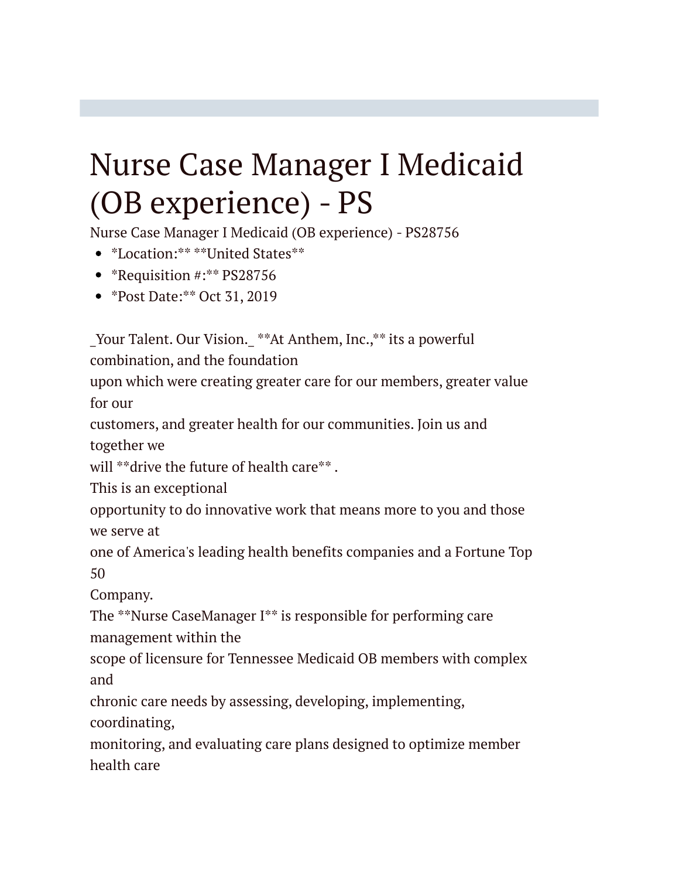# Nurse Case Manager I Medicaid (OB experience) - PS

Nurse Case Manager I Medicaid (OB experience) - PS28756

- *Location:** **United States**
- *Requisition #:** PS28756
- *Post Date:** Oct 31, 2019

_Your Talent. Our Vision._ **At Anthem, Inc.,** its a powerful combination, and the foundation
upon which were creating greater care for our members, greater value for our
customers, and greater health for our communities. Join us and together we
will **drive the future of health care** .
This is an exceptional
opportunity to do innovative work that means more to you and those we serve at
one of America's leading health benefits companies and a Fortune Top 50
Company.
The **Nurse CaseManager I** is responsible for performing care management within the
scope of licensure for Tennessee Medicaid OB members with complex and
chronic care needs by assessing, developing, implementing, coordinating,
monitoring, and evaluating care plans designed to optimize member health care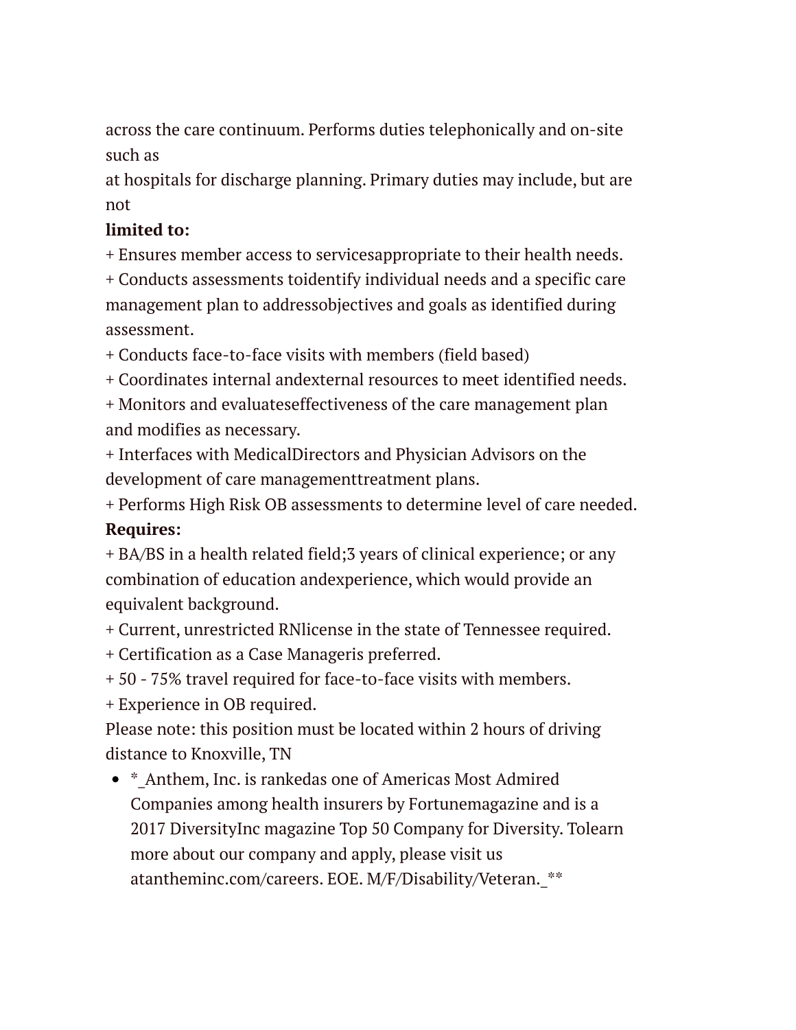across the care continuum. Performs duties telephonically and on-site such as
at hospitals for discharge planning. Primary duties may include, but are not
**limited to:**
+ Ensures member access to servicesappropriate to their health needs.
+ Conducts assessments toidentify individual needs and a specific care management plan to addressobjectives and goals as identified during assessment.
+ Conducts face-to-face visits with members (field based)
+ Coordinates internal andexternal resources to meet identified needs.
+ Monitors and evaluateseffectiveness of the care management plan and modifies as necessary.
+ Interfaces with MedicalDirectors and Physician Advisors on the development of care managementtreatment plans.
+ Performs High Risk OB assessments to determine level of care needed.
**Requires:**
+ BA/BS in a health related field;3 years of clinical experience; or any combination of education andexperience, which would provide an equivalent background.
+ Current, unrestricted RNlicense in the state of Tennessee required.
+ Certification as a Case Manageris preferred.
+ 50 - 75% travel required for face-to-face visits with members.
+ Experience in OB required.
Please note: this position must be located within 2 hours of driving distance to Knoxville, TN

- *_Anthem, Inc. is rankedas one of Americas Most Admired Companies among health insurers by Fortunemagazine and is a 2017 DiversityInc magazine Top 50 Company for Diversity. Tolearn more about our company and apply, please visit us atantheminc.com/careers. EOE. M/F/Disability/Veteran._**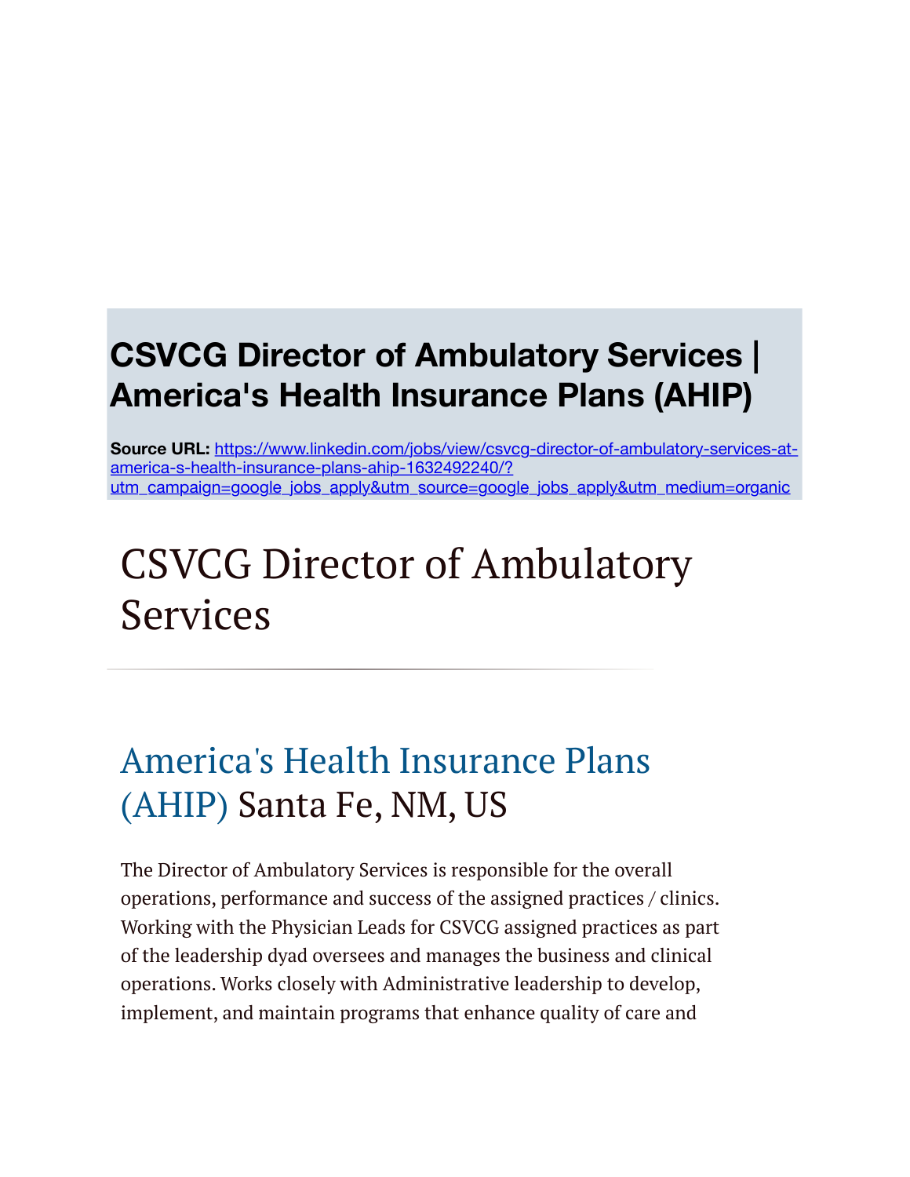# CSVCG Director of Ambulatory Services | America's Health Insurance Plans (AHIP)

**Source URL:** [https://www.linkedin.com/jobs/view/csvcg-director-of-ambulatory-services-at-america-s-health-insurance-plans-ahip-1632492240/?utm_campaign=google_jobs_apply&utm_source=google_jobs_apply&utm_medium=organic](https://www.linkedin.com/jobs/view/csvcg-director-of-ambulatory-services-at-america-s-health-insurance-plans-ahip-1632492240/?utm_campaign=google_jobs_apply&utm_source=google_jobs_apply&utm_medium=organic)

# CSVCG Director of Ambulatory Services

## America's Health Insurance Plans (AHIP) Santa Fe, NM, US

The Director of Ambulatory Services is responsible for the overall operations, performance and success of the assigned practices / clinics. Working with the Physician Leads for CSVCG assigned practices as part of the leadership dyad oversees and manages the business and clinical operations. Works closely with Administrative leadership to develop, implement, and maintain programs that enhance quality of care and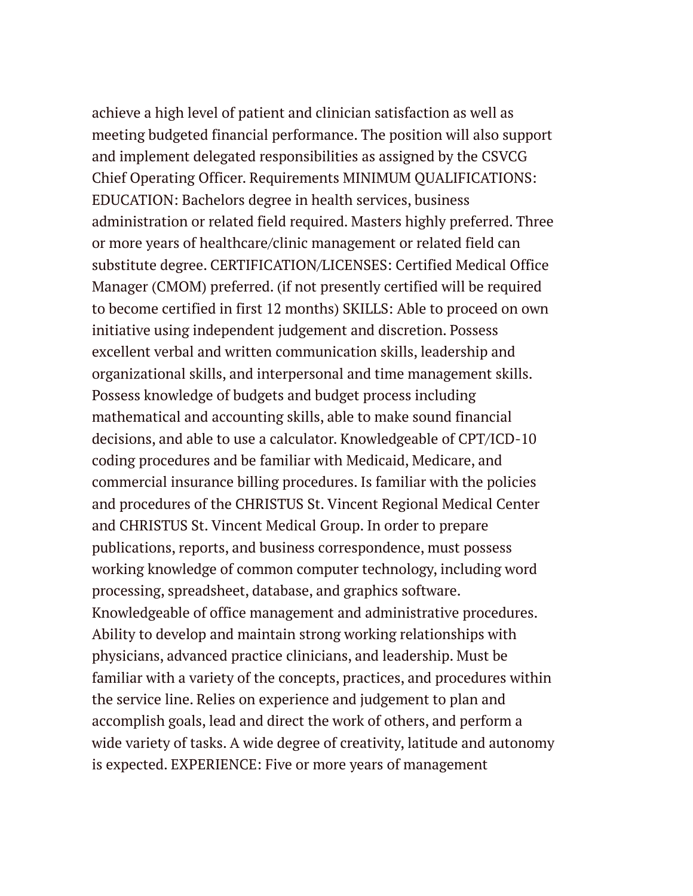achieve a high level of patient and clinician satisfaction as well as meeting budgeted financial performance. The position will also support and implement delegated responsibilities as assigned by the CSVCG Chief Operating Officer. Requirements MINIMUM QUALIFICATIONS: EDUCATION: Bachelors degree in health services, business administration or related field required. Masters highly preferred. Three or more years of healthcare/clinic management or related field can substitute degree. CERTIFICATION/LICENSES: Certified Medical Office Manager (CMOM) preferred. (if not presently certified will be required to become certified in first 12 months) SKILLS: Able to proceed on own initiative using independent judgement and discretion. Possess excellent verbal and written communication skills, leadership and organizational skills, and interpersonal and time management skills. Possess knowledge of budgets and budget process including mathematical and accounting skills, able to make sound financial decisions, and able to use a calculator. Knowledgeable of CPT/ICD-10 coding procedures and be familiar with Medicaid, Medicare, and commercial insurance billing procedures. Is familiar with the policies and procedures of the CHRISTUS St. Vincent Regional Medical Center and CHRISTUS St. Vincent Medical Group. In order to prepare publications, reports, and business correspondence, must possess working knowledge of common computer technology, including word processing, spreadsheet, database, and graphics software. Knowledgeable of office management and administrative procedures. Ability to develop and maintain strong working relationships with physicians, advanced practice clinicians, and leadership. Must be familiar with a variety of the concepts, practices, and procedures within the service line. Relies on experience and judgement to plan and accomplish goals, lead and direct the work of others, and perform a wide variety of tasks. A wide degree of creativity, latitude and autonomy is expected. EXPERIENCE: Five or more years of management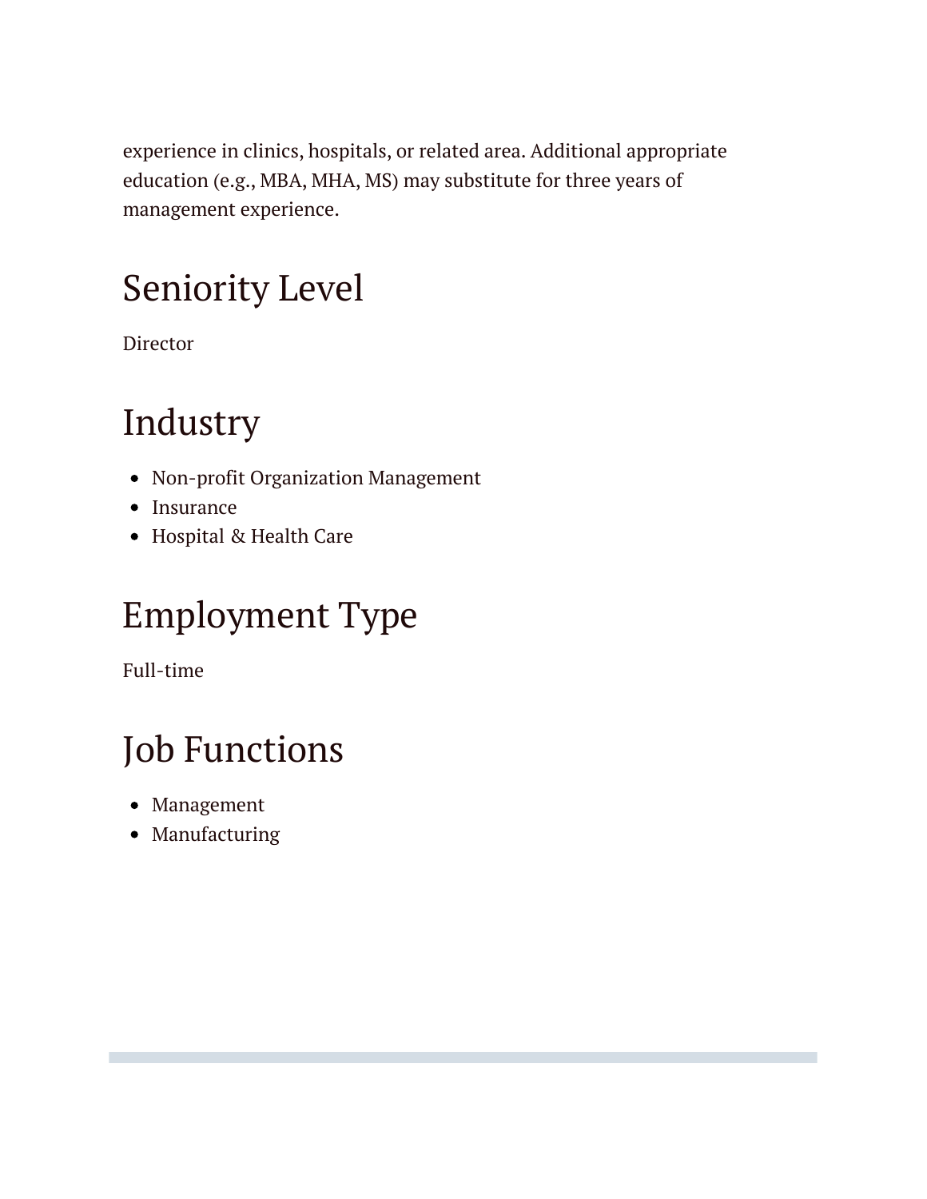experience in clinics, hospitals, or related area. Additional appropriate education (e.g., MBA, MHA, MS) may substitute for three years of management experience.

# Seniority Level

Director

# Industry

- Non-profit Organization Management
- Insurance
- Hospital & Health Care

# Employment Type

Full-time

# Job Functions

- Management
- Manufacturing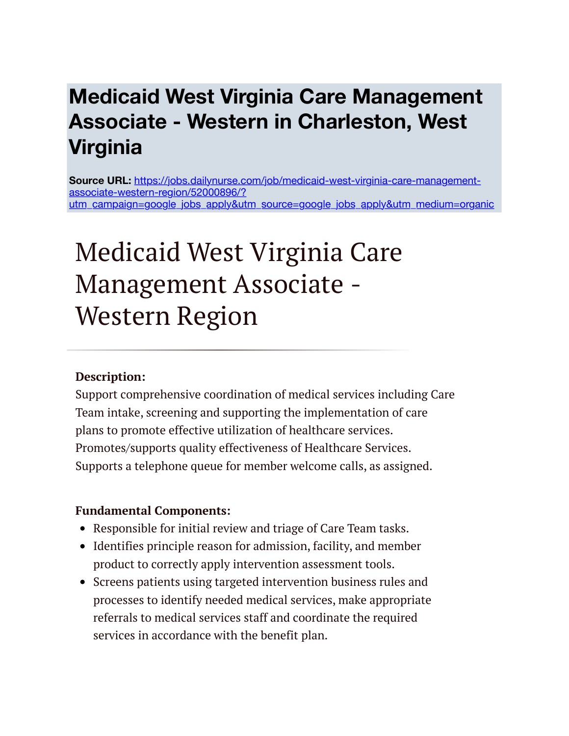# Medicaid West Virginia Care Management Associate - Western in Charleston, West Virginia

**Source URL:** https://jobs.dailynurse.com/job/medicaid-west-virginia-care-management-associate-western-region/52000896/?utm_campaign=google_jobs_apply&utm_source=google_jobs_apply&utm_medium=organic

# Medicaid West Virginia Care Management Associate - Western Region

**Description:**
Support comprehensive coordination of medical services including Care Team intake, screening and supporting the implementation of care plans to promote effective utilization of healthcare services. Promotes/supports quality effectiveness of Healthcare Services. Supports a telephone queue for member welcome calls, as assigned.

**Fundamental Components:**

- Responsible for initial review and triage of Care Team tasks.
- Identifies principle reason for admission, facility, and member product to correctly apply intervention assessment tools.
- Screens patients using targeted intervention business rules and processes to identify needed medical services, make appropriate referrals to medical services staff and coordinate the required services in accordance with the benefit plan.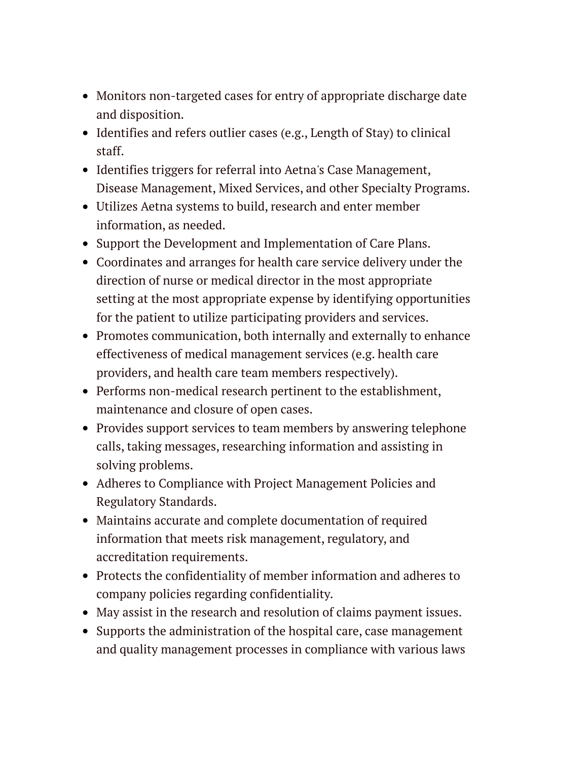- Monitors non-targeted cases for entry of appropriate discharge date and disposition.
- Identifies and refers outlier cases (e.g., Length of Stay) to clinical staff.
- Identifies triggers for referral into Aetna's Case Management, Disease Management, Mixed Services, and other Specialty Programs.
- Utilizes Aetna systems to build, research and enter member information, as needed.
- Support the Development and Implementation of Care Plans.
- Coordinates and arranges for health care service delivery under the direction of nurse or medical director in the most appropriate setting at the most appropriate expense by identifying opportunities for the patient to utilize participating providers and services.
- Promotes communication, both internally and externally to enhance effectiveness of medical management services (e.g. health care providers, and health care team members respectively).
- Performs non-medical research pertinent to the establishment, maintenance and closure of open cases.
- Provides support services to team members by answering telephone calls, taking messages, researching information and assisting in solving problems.
- Adheres to Compliance with Project Management Policies and Regulatory Standards.
- Maintains accurate and complete documentation of required information that meets risk management, regulatory, and accreditation requirements.
- Protects the confidentiality of member information and adheres to company policies regarding confidentiality.
- May assist in the research and resolution of claims payment issues.
- Supports the administration of the hospital care, case management and quality management processes in compliance with various laws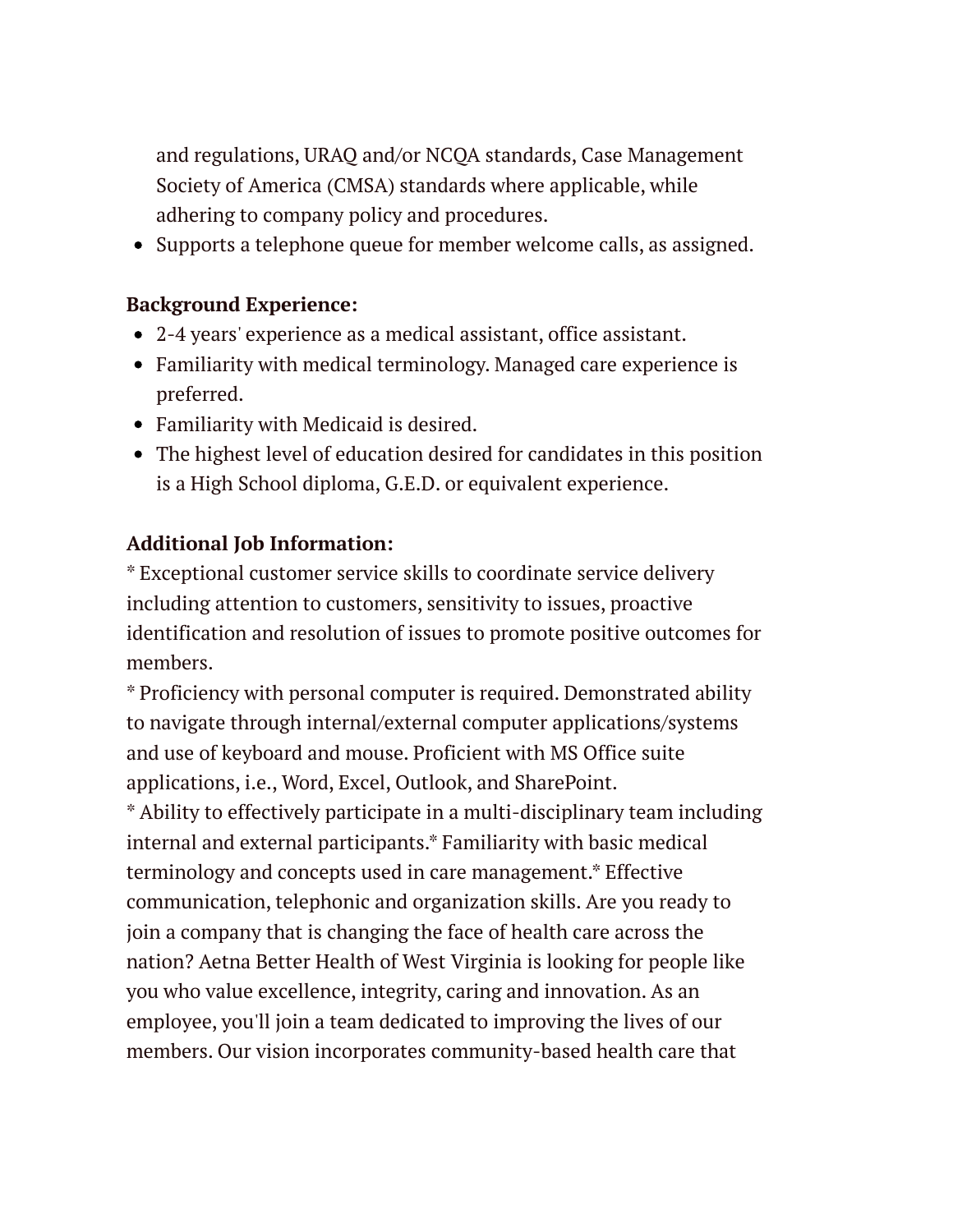and regulations, URAQ and/or NCQA standards, Case Management Society of America (CMSA) standards where applicable, while adhering to company policy and procedures.
- Supports a telephone queue for member welcome calls, as assigned.

**Background Experience:**
- 2-4 years' experience as a medical assistant, office assistant.
- Familiarity with medical terminology. Managed care experience is preferred.
- Familiarity with Medicaid is desired.
- The highest level of education desired for candidates in this position is a High School diploma, G.E.D. or equivalent experience.

**Additional Job Information:**
* Exceptional customer service skills to coordinate service delivery including attention to customers, sensitivity to issues, proactive identification and resolution of issues to promote positive outcomes for members.
* Proficiency with personal computer is required. Demonstrated ability to navigate through internal/external computer applications/systems and use of keyboard and mouse. Proficient with MS Office suite applications, i.e., Word, Excel, Outlook, and SharePoint.
* Ability to effectively participate in a multi-disciplinary team including internal and external participants.* Familiarity with basic medical terminology and concepts used in care management.* Effective communication, telephonic and organization skills. Are you ready to join a company that is changing the face of health care across the nation? Aetna Better Health of West Virginia is looking for people like you who value excellence, integrity, caring and innovation. As an employee, you'll join a team dedicated to improving the lives of our members. Our vision incorporates community-based health care that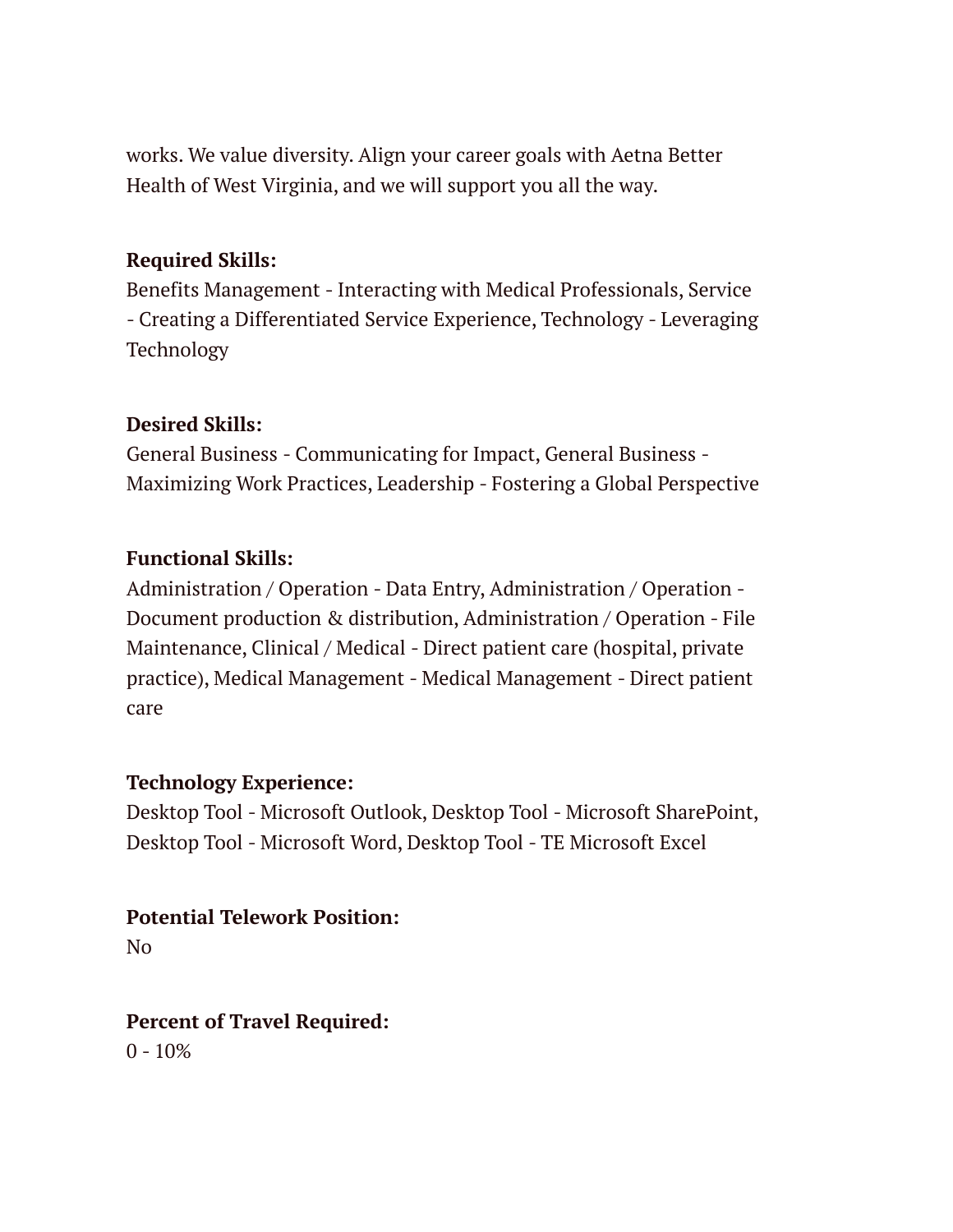works. We value diversity. Align your career goals with Aetna Better Health of West Virginia, and we will support you all the way.

**Required Skills:**
Benefits Management - Interacting with Medical Professionals, Service - Creating a Differentiated Service Experience, Technology - Leveraging Technology

**Desired Skills:**
General Business - Communicating for Impact, General Business - Maximizing Work Practices, Leadership - Fostering a Global Perspective

**Functional Skills:**
Administration / Operation - Data Entry, Administration / Operation - Document production & distribution, Administration / Operation - File Maintenance, Clinical / Medical - Direct patient care (hospital, private practice), Medical Management - Medical Management - Direct patient care

**Technology Experience:**
Desktop Tool - Microsoft Outlook, Desktop Tool - Microsoft SharePoint, Desktop Tool - Microsoft Word, Desktop Tool - TE Microsoft Excel

**Potential Telework Position:**
No

**Percent of Travel Required:**
0 - 10%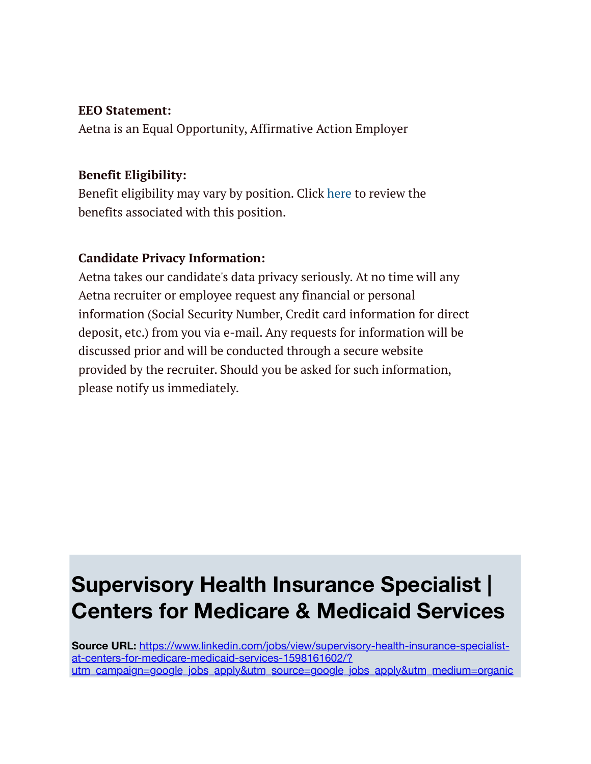**EEO Statement:**
Aetna is an Equal Opportunity, Affirmative Action Employer

**Benefit Eligibility:**
Benefit eligibility may vary by position. Click here to review the benefits associated with this position.

**Candidate Privacy Information:**
Aetna takes our candidate's data privacy seriously. At no time will any Aetna recruiter or employee request any financial or personal information (Social Security Number, Credit card information for direct deposit, etc.) from you via e-mail. Any requests for information will be discussed prior and will be conducted through a secure website provided by the recruiter. Should you be asked for such information, please notify us immediately.

# Supervisory Health Insurance Specialist | Centers for Medicare & Medicaid Services

**Source URL:** https://www.linkedin.com/jobs/view/supervisory-health-insurance-specialist-at-centers-for-medicare-medicaid-services-1598161602/?utm_campaign=google_jobs_apply&utm_source=google_jobs_apply&utm_medium=organic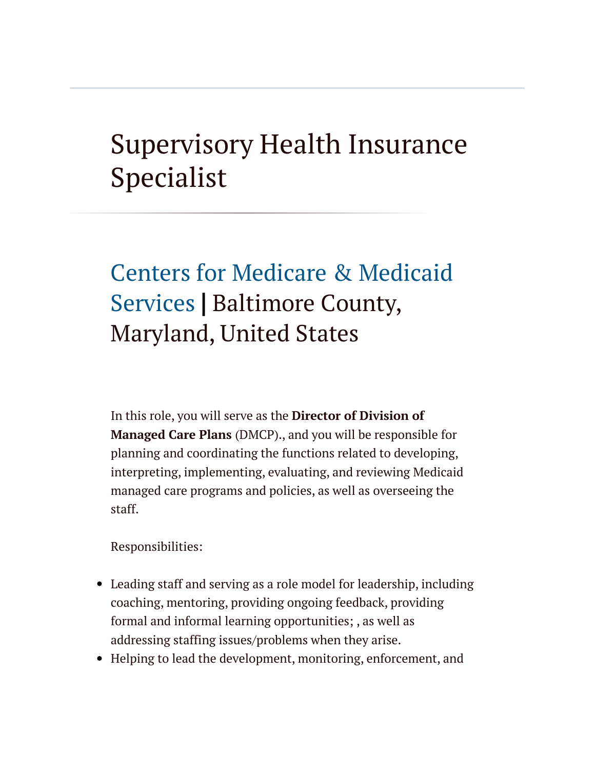# Supervisory Health Insurance Specialist

## Centers for Medicare & Medicaid Services | Baltimore County, Maryland, United States

In this role, you will serve as the **Director of Division of Managed Care Plans** (DMCP)., and you will be responsible for planning and coordinating the functions related to developing, interpreting, implementing, evaluating, and reviewing Medicaid managed care programs and policies, as well as overseeing the staff.

Responsibilities:

- Leading staff and serving as a role model for leadership, including coaching, mentoring, providing ongoing feedback, providing formal and informal learning opportunities; , as well as addressing staffing issues/problems when they arise.
- Helping to lead the development, monitoring, enforcement, and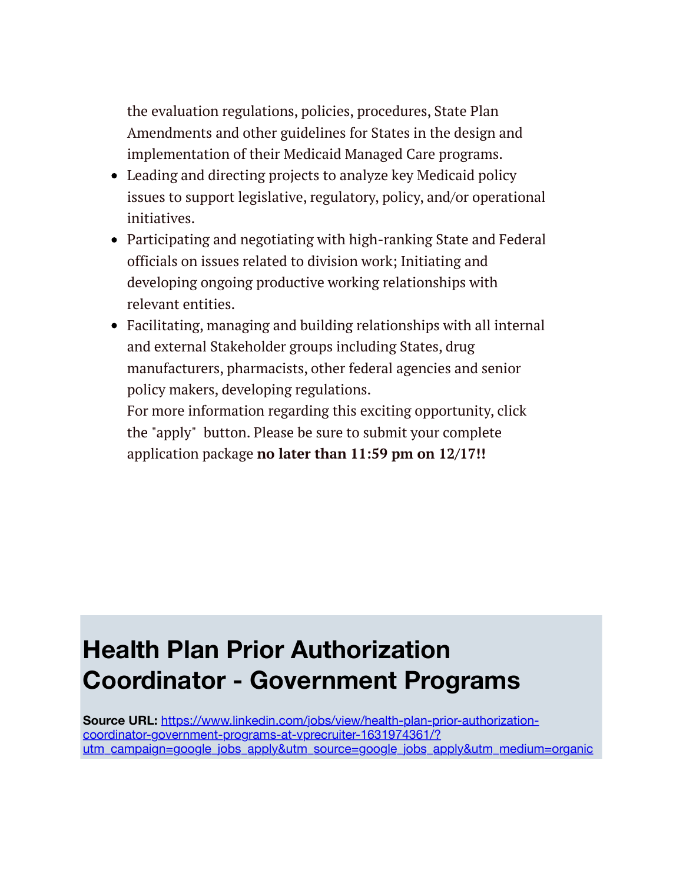the evaluation regulations, policies, procedures, State Plan Amendments and other guidelines for States in the design and implementation of their Medicaid Managed Care programs.

- Leading and directing projects to analyze key Medicaid policy issues to support legislative, regulatory, policy, and/or operational initiatives.
- Participating and negotiating with high-ranking State and Federal officials on issues related to division work; Initiating and developing ongoing productive working relationships with relevant entities.
- Facilitating, managing and building relationships with all internal and external Stakeholder groups including States, drug manufacturers, pharmacists, other federal agencies and senior policy makers, developing regulations.

For more information regarding this exciting opportunity, click the "apply" button. Please be sure to submit your complete application package **no later than 11:59 pm on 12/17!!**

# Health Plan Prior Authorization Coordinator - Government Programs

**Source URL:** [https://www.linkedin.com/jobs/view/health-plan-prior-authorization-coordinator-government-programs-at-vprecruiter-1631974361/?utm_campaign=google_jobs_apply&utm_source=google_jobs_apply&utm_medium=organic](https://www.linkedin.com/jobs/view/health-plan-prior-authorization-coordinator-government-programs-at-vprecruiter-1631974361/?utm_campaign=google_jobs_apply&utm_source=google_jobs_apply&utm_medium=organic)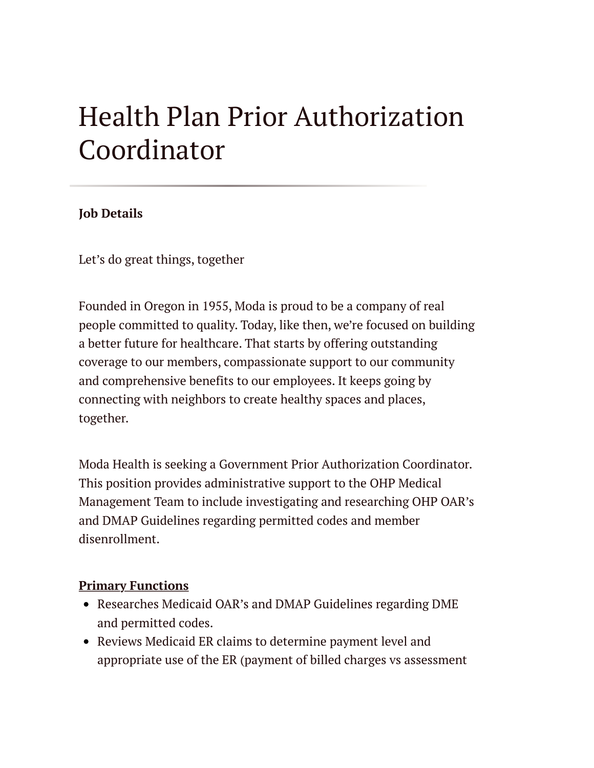# Health Plan Prior Authorization Coordinator

**Job Details**

Let's do great things, together

Founded in Oregon in 1955, Moda is proud to be a company of real people committed to quality. Today, like then, we're focused on building a better future for healthcare. That starts by offering outstanding coverage to our members, compassionate support to our community and comprehensive benefits to our employees. It keeps going by connecting with neighbors to create healthy spaces and places, together.

Moda Health is seeking a Government Prior Authorization Coordinator. This position provides administrative support to the OHP Medical Management Team to include investigating and researching OHP OAR's and DMAP Guidelines regarding permitted codes and member disenrollment.

**Primary Functions**

- Researches Medicaid OAR's and DMAP Guidelines regarding DME and permitted codes.
- Reviews Medicaid ER claims to determine payment level and appropriate use of the ER (payment of billed charges vs assessment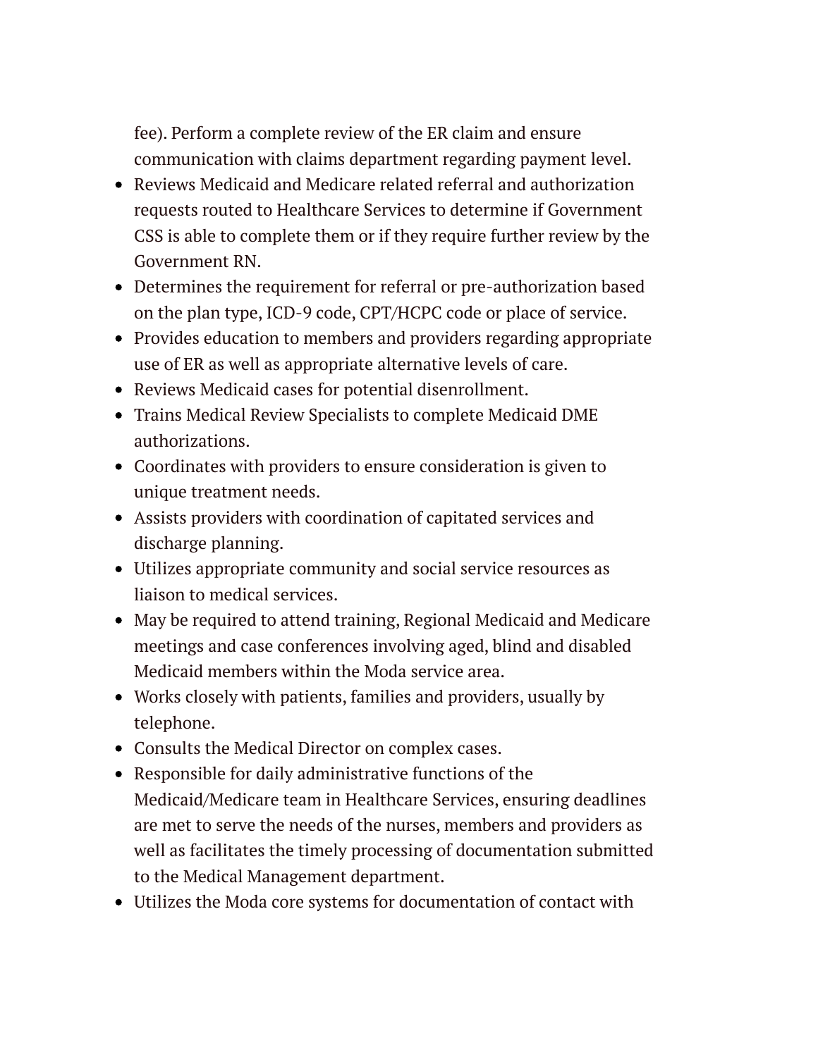fee). Perform a complete review of the ER claim and ensure communication with claims department regarding payment level.

- Reviews Medicaid and Medicare related referral and authorization requests routed to Healthcare Services to determine if Government CSS is able to complete them or if they require further review by the Government RN.
- Determines the requirement for referral or pre-authorization based on the plan type, ICD-9 code, CPT/HCPC code or place of service.
- Provides education to members and providers regarding appropriate use of ER as well as appropriate alternative levels of care.
- Reviews Medicaid cases for potential disenrollment.
- Trains Medical Review Specialists to complete Medicaid DME authorizations.
- Coordinates with providers to ensure consideration is given to unique treatment needs.
- Assists providers with coordination of capitated services and discharge planning.
- Utilizes appropriate community and social service resources as liaison to medical services.
- May be required to attend training, Regional Medicaid and Medicare meetings and case conferences involving aged, blind and disabled Medicaid members within the Moda service area.
- Works closely with patients, families and providers, usually by telephone.
- Consults the Medical Director on complex cases.
- Responsible for daily administrative functions of the Medicaid/Medicare team in Healthcare Services, ensuring deadlines are met to serve the needs of the nurses, members and providers as well as facilitates the timely processing of documentation submitted to the Medical Management department.
- Utilizes the Moda core systems for documentation of contact with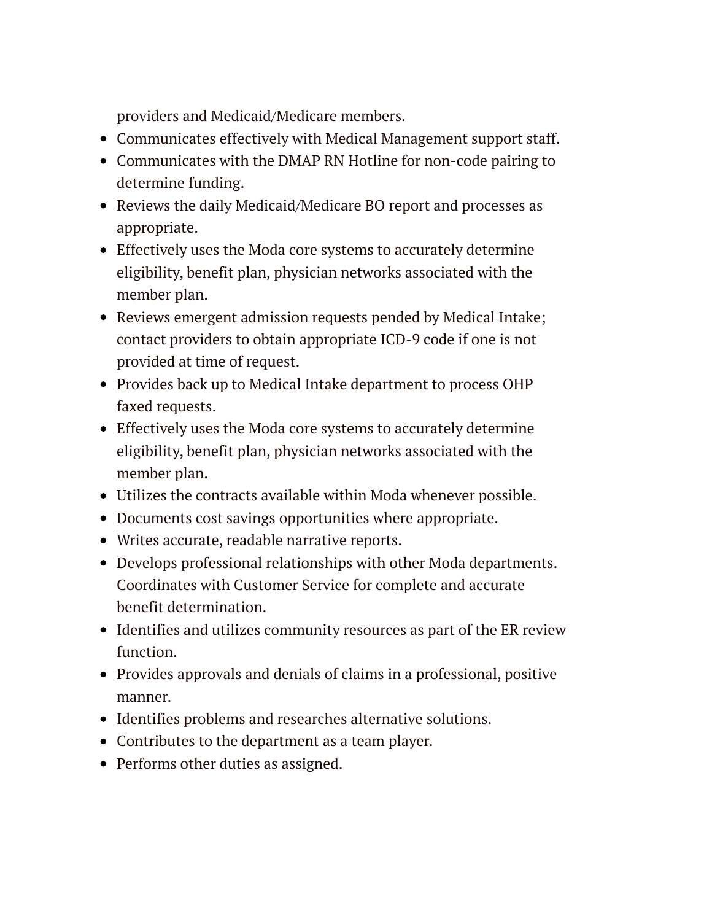providers and Medicaid/Medicare members.

- Communicates effectively with Medical Management support staff.
- Communicates with the DMAP RN Hotline for non-code pairing to determine funding.
- Reviews the daily Medicaid/Medicare BO report and processes as appropriate.
- Effectively uses the Moda core systems to accurately determine eligibility, benefit plan, physician networks associated with the member plan.
- Reviews emergent admission requests pended by Medical Intake; contact providers to obtain appropriate ICD-9 code if one is not provided at time of request.
- Provides back up to Medical Intake department to process OHP faxed requests.
- Effectively uses the Moda core systems to accurately determine eligibility, benefit plan, physician networks associated with the member plan.
- Utilizes the contracts available within Moda whenever possible.
- Documents cost savings opportunities where appropriate.
- Writes accurate, readable narrative reports.
- Develops professional relationships with other Moda departments. Coordinates with Customer Service for complete and accurate benefit determination.
- Identifies and utilizes community resources as part of the ER review function.
- Provides approvals and denials of claims in a professional, positive manner.
- Identifies problems and researches alternative solutions.
- Contributes to the department as a team player.
- Performs other duties as assigned.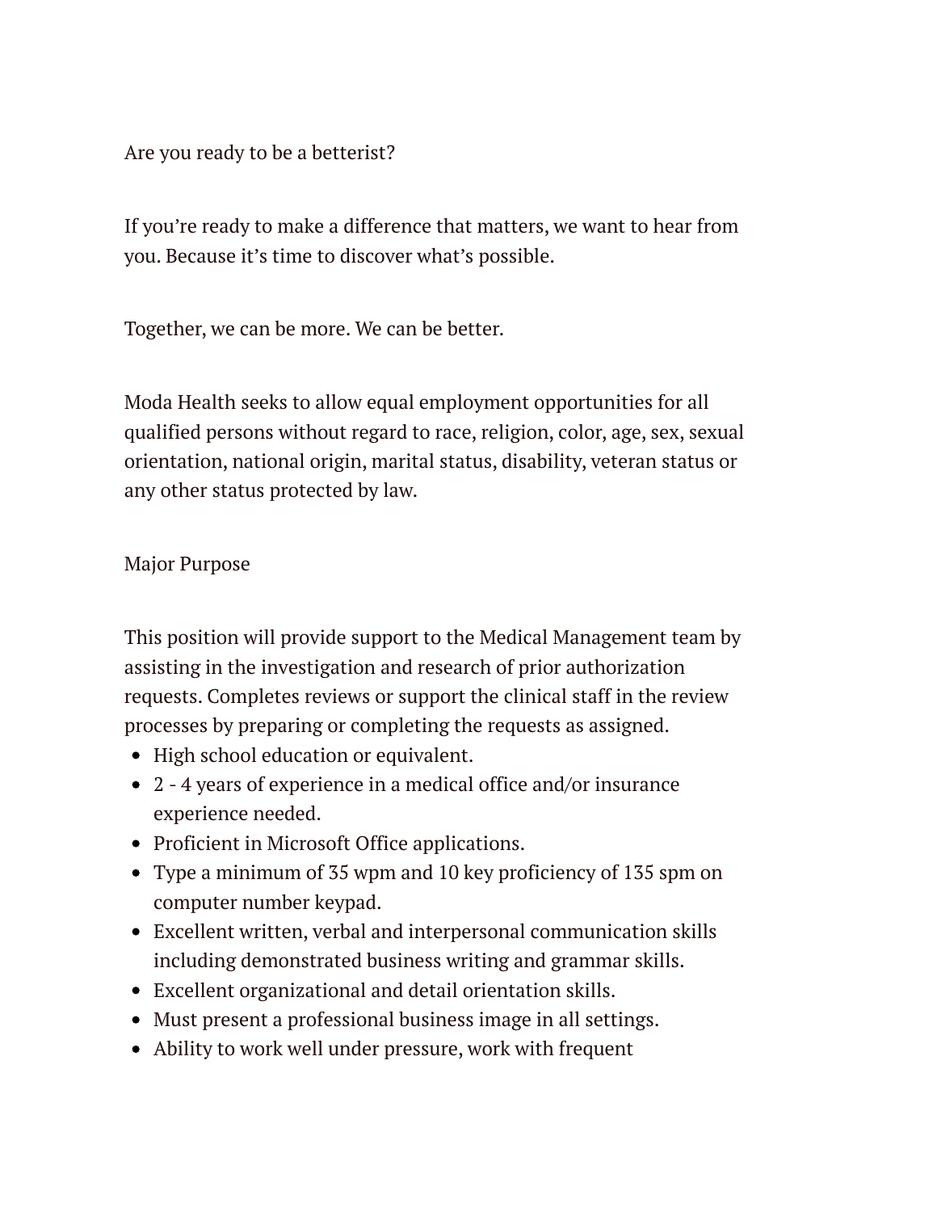Are you ready to be a betterist?

If you’re ready to make a difference that matters, we want to hear from you. Because it’s time to discover what’s possible.

Together, we can be more. We can be better.

Moda Health seeks to allow equal employment opportunities for all qualified persons without regard to race, religion, color, age, sex, sexual orientation, national origin, marital status, disability, veteran status or any other status protected by law.

Major Purpose

This position will provide support to the Medical Management team by assisting in the investigation and research of prior authorization requests. Completes reviews or support the clinical staff in the review processes by preparing or completing the requests as assigned.

- High school education or equivalent.
- 2 - 4 years of experience in a medical office and/or insurance experience needed.
- Proficient in Microsoft Office applications.
- Type a minimum of 35 wpm and 10 key proficiency of 135 spm on computer number keypad.
- Excellent written, verbal and interpersonal communication skills including demonstrated business writing and grammar skills.
- Excellent organizational and detail orientation skills.
- Must present a professional business image in all settings.
- Ability to work well under pressure, work with frequent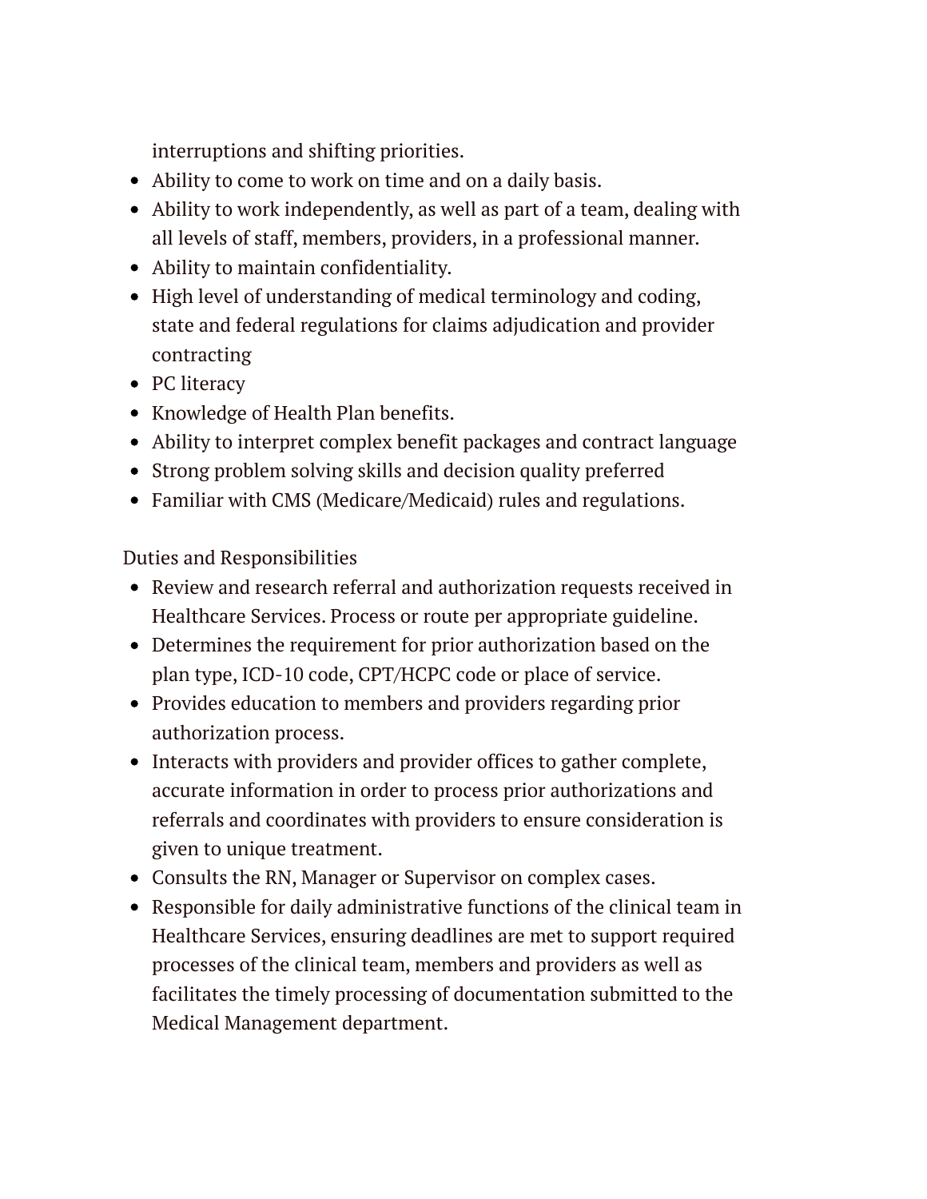interruptions and shifting priorities.

- Ability to come to work on time and on a daily basis.
- Ability to work independently, as well as part of a team, dealing with all levels of staff, members, providers, in a professional manner.
- Ability to maintain confidentiality.
- High level of understanding of medical terminology and coding, state and federal regulations for claims adjudication and provider contracting
- PC literacy
- Knowledge of Health Plan benefits.
- Ability to interpret complex benefit packages and contract language
- Strong problem solving skills and decision quality preferred
- Familiar with CMS (Medicare/Medicaid) rules and regulations.

Duties and Responsibilities

- Review and research referral and authorization requests received in Healthcare Services. Process or route per appropriate guideline.
- Determines the requirement for prior authorization based on the plan type, ICD-10 code, CPT/HCPC code or place of service.
- Provides education to members and providers regarding prior authorization process.
- Interacts with providers and provider offices to gather complete, accurate information in order to process prior authorizations and referrals and coordinates with providers to ensure consideration is given to unique treatment.
- Consults the RN, Manager or Supervisor on complex cases.
- Responsible for daily administrative functions of the clinical team in Healthcare Services, ensuring deadlines are met to support required processes of the clinical team, members and providers as well as facilitates the timely processing of documentation submitted to the Medical Management department.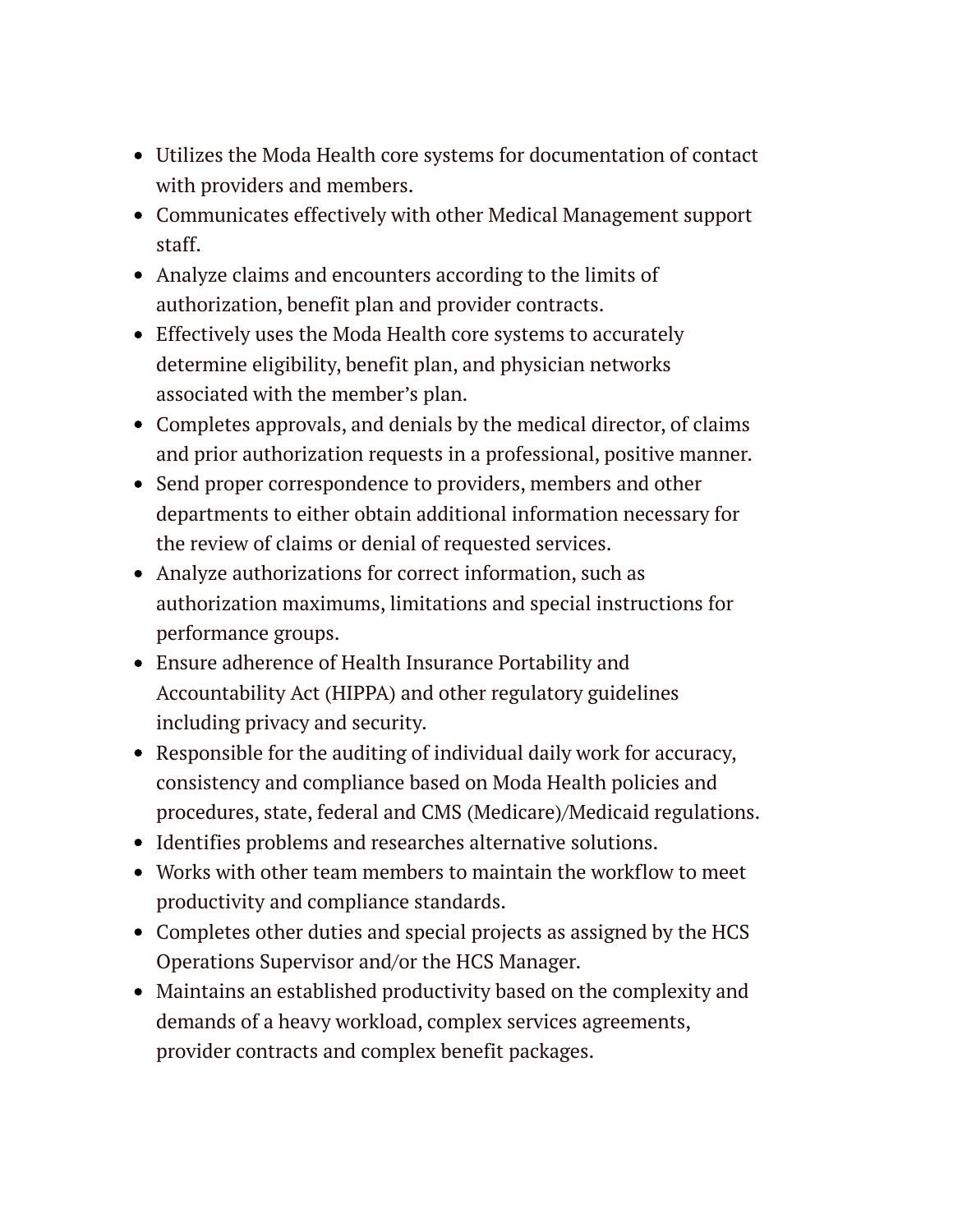- Utilizes the Moda Health core systems for documentation of contact with providers and members.
- Communicates effectively with other Medical Management support staff.
- Analyze claims and encounters according to the limits of authorization, benefit plan and provider contracts.
- Effectively uses the Moda Health core systems to accurately determine eligibility, benefit plan, and physician networks associated with the member's plan.
- Completes approvals, and denials by the medical director, of claims and prior authorization requests in a professional, positive manner.
- Send proper correspondence to providers, members and other departments to either obtain additional information necessary for the review of claims or denial of requested services.
- Analyze authorizations for correct information, such as authorization maximums, limitations and special instructions for performance groups.
- Ensure adherence of Health Insurance Portability and Accountability Act (HIPPA) and other regulatory guidelines including privacy and security.
- Responsible for the auditing of individual daily work for accuracy, consistency and compliance based on Moda Health policies and procedures, state, federal and CMS (Medicare)/Medicaid regulations.
- Identifies problems and researches alternative solutions.
- Works with other team members to maintain the workflow to meet productivity and compliance standards.
- Completes other duties and special projects as assigned by the HCS Operations Supervisor and/or the HCS Manager.
- Maintains an established productivity based on the complexity and demands of a heavy workload, complex services agreements, provider contracts and complex benefit packages.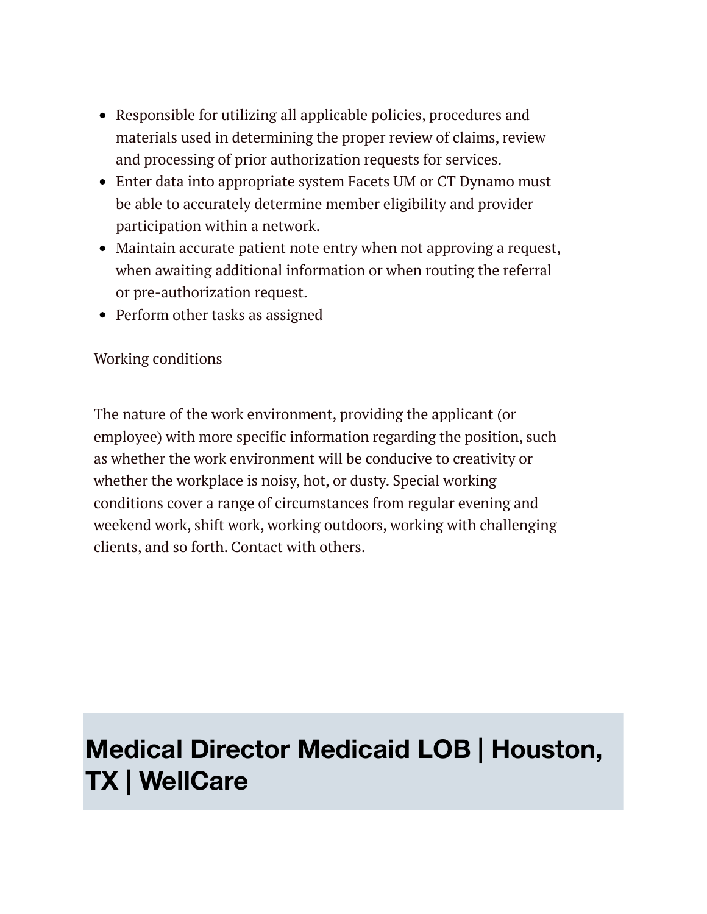- Responsible for utilizing all applicable policies, procedures and materials used in determining the proper review of claims, review and processing of prior authorization requests for services.
- Enter data into appropriate system Facets UM or CT Dynamo must be able to accurately determine member eligibility and provider participation within a network.
- Maintain accurate patient note entry when not approving a request, when awaiting additional information or when routing the referral or pre-authorization request.
- Perform other tasks as assigned

Working conditions

The nature of the work environment, providing the applicant (or employee) with more specific information regarding the position, such as whether the work environment will be conducive to creativity or whether the workplace is noisy, hot, or dusty. Special working conditions cover a range of circumstances from regular evening and weekend work, shift work, working outdoors, working with challenging clients, and so forth. Contact with others.

# Medical Director Medicaid LOB | Houston, TX | WellCare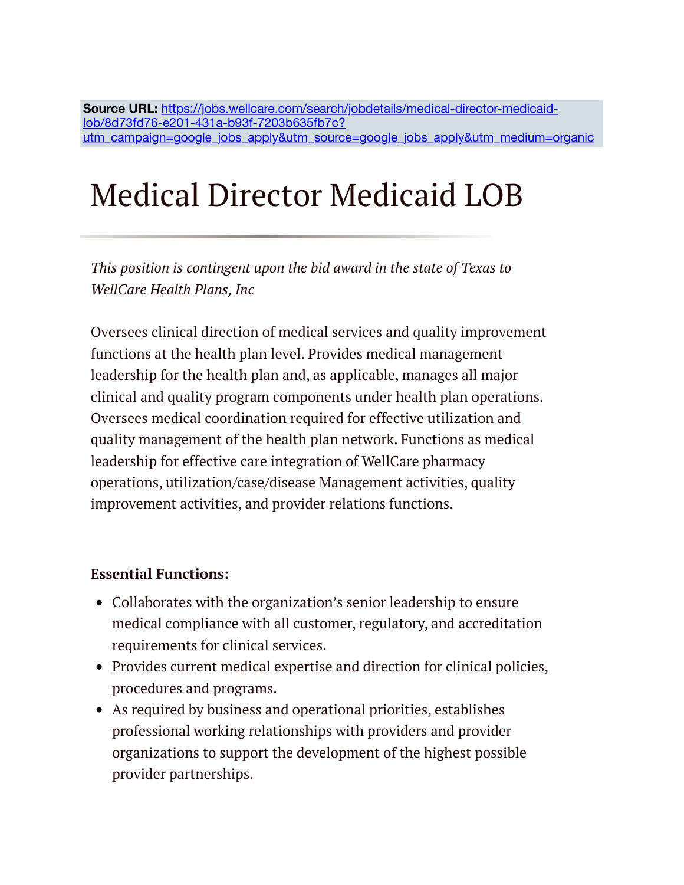**Source URL:** https://jobs.wellcare.com/search/jobdetails/medical-director-medicaid-lob/8d73fd76-e201-431a-b93f-7203b635fb7c?utm_campaign=google_jobs_apply&utm_source=google_jobs_apply&utm_medium=organic

# Medical Director Medicaid LOB

*This position is contingent upon the bid award in the state of Texas to WellCare Health Plans, Inc*

Oversees clinical direction of medical services and quality improvement functions at the health plan level. Provides medical management leadership for the health plan and, as applicable, manages all major clinical and quality program components under health plan operations. Oversees medical coordination required for effective utilization and quality management of the health plan network. Functions as medical leadership for effective care integration of WellCare pharmacy operations, utilization/case/disease Management activities, quality improvement activities, and provider relations functions.

**Essential Functions:**

- Collaborates with the organization's senior leadership to ensure medical compliance with all customer, regulatory, and accreditation requirements for clinical services.
- Provides current medical expertise and direction for clinical policies, procedures and programs.
- As required by business and operational priorities, establishes professional working relationships with providers and provider organizations to support the development of the highest possible provider partnerships.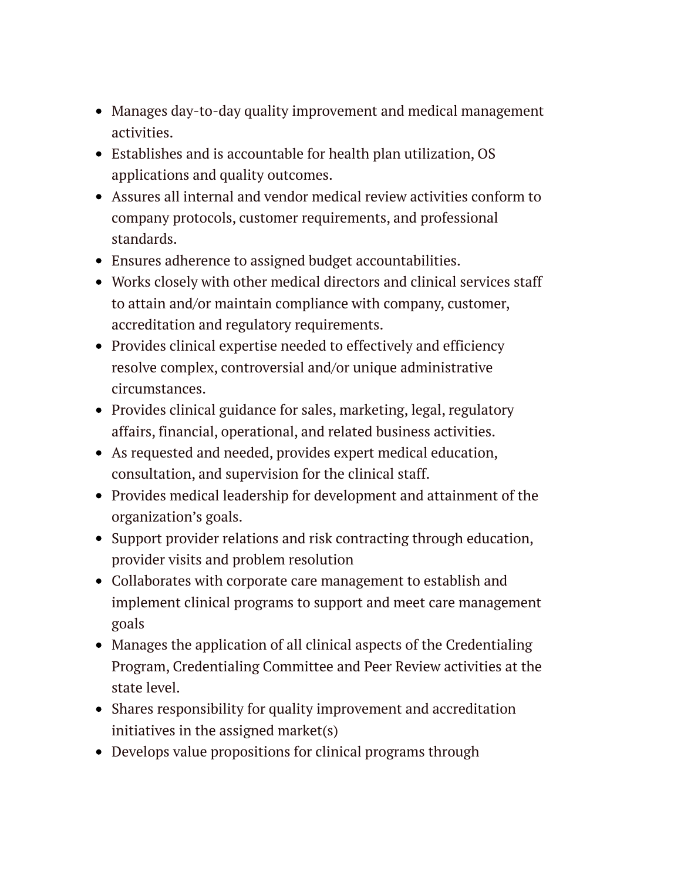- Manages day-to-day quality improvement and medical management activities.
- Establishes and is accountable for health plan utilization, OS applications and quality outcomes.
- Assures all internal and vendor medical review activities conform to company protocols, customer requirements, and professional standards.
- Ensures adherence to assigned budget accountabilities.
- Works closely with other medical directors and clinical services staff to attain and/or maintain compliance with company, customer, accreditation and regulatory requirements.
- Provides clinical expertise needed to effectively and efficiency resolve complex, controversial and/or unique administrative circumstances.
- Provides clinical guidance for sales, marketing, legal, regulatory affairs, financial, operational, and related business activities.
- As requested and needed, provides expert medical education, consultation, and supervision for the clinical staff.
- Provides medical leadership for development and attainment of the organization's goals.
- Support provider relations and risk contracting through education, provider visits and problem resolution
- Collaborates with corporate care management to establish and implement clinical programs to support and meet care management goals
- Manages the application of all clinical aspects of the Credentialing Program, Credentialing Committee and Peer Review activities at the state level.
- Shares responsibility for quality improvement and accreditation initiatives in the assigned market(s)
- Develops value propositions for clinical programs through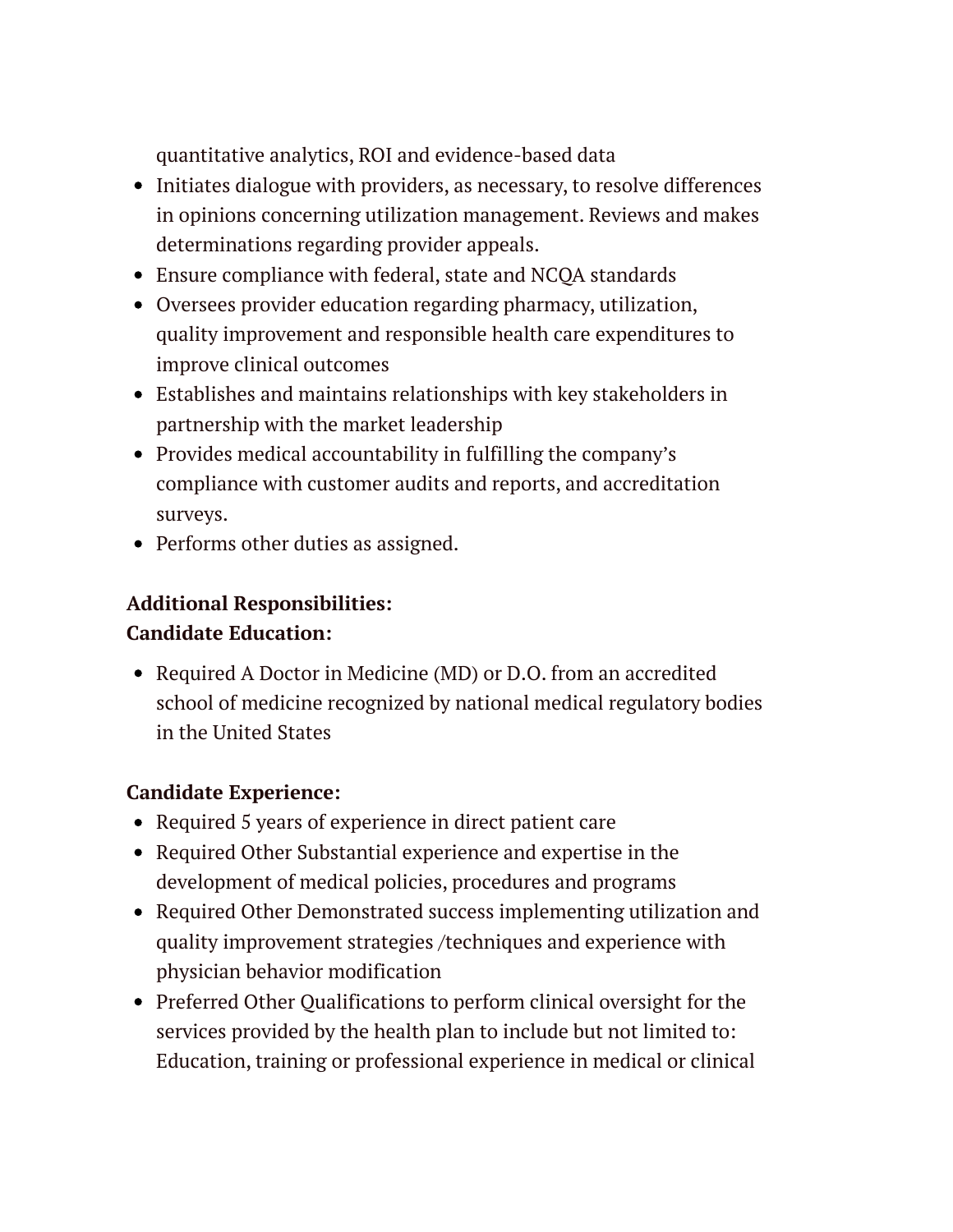quantitative analytics, ROI and evidence-based data

- Initiates dialogue with providers, as necessary, to resolve differences in opinions concerning utilization management. Reviews and makes determinations regarding provider appeals.
- Ensure compliance with federal, state and NCQA standards
- Oversees provider education regarding pharmacy, utilization, quality improvement and responsible health care expenditures to improve clinical outcomes
- Establishes and maintains relationships with key stakeholders in partnership with the market leadership
- Provides medical accountability in fulfilling the company's compliance with customer audits and reports, and accreditation surveys.
- Performs other duties as assigned.

**Additional Responsibilities:**
**Candidate Education:**

- Required A Doctor in Medicine (MD) or D.O. from an accredited school of medicine recognized by national medical regulatory bodies in the United States

**Candidate Experience:**

- Required 5 years of experience in direct patient care
- Required Other Substantial experience and expertise in the development of medical policies, procedures and programs
- Required Other Demonstrated success implementing utilization and quality improvement strategies /techniques and experience with physician behavior modification
- Preferred Other Qualifications to perform clinical oversight for the services provided by the health plan to include but not limited to: Education, training or professional experience in medical or clinical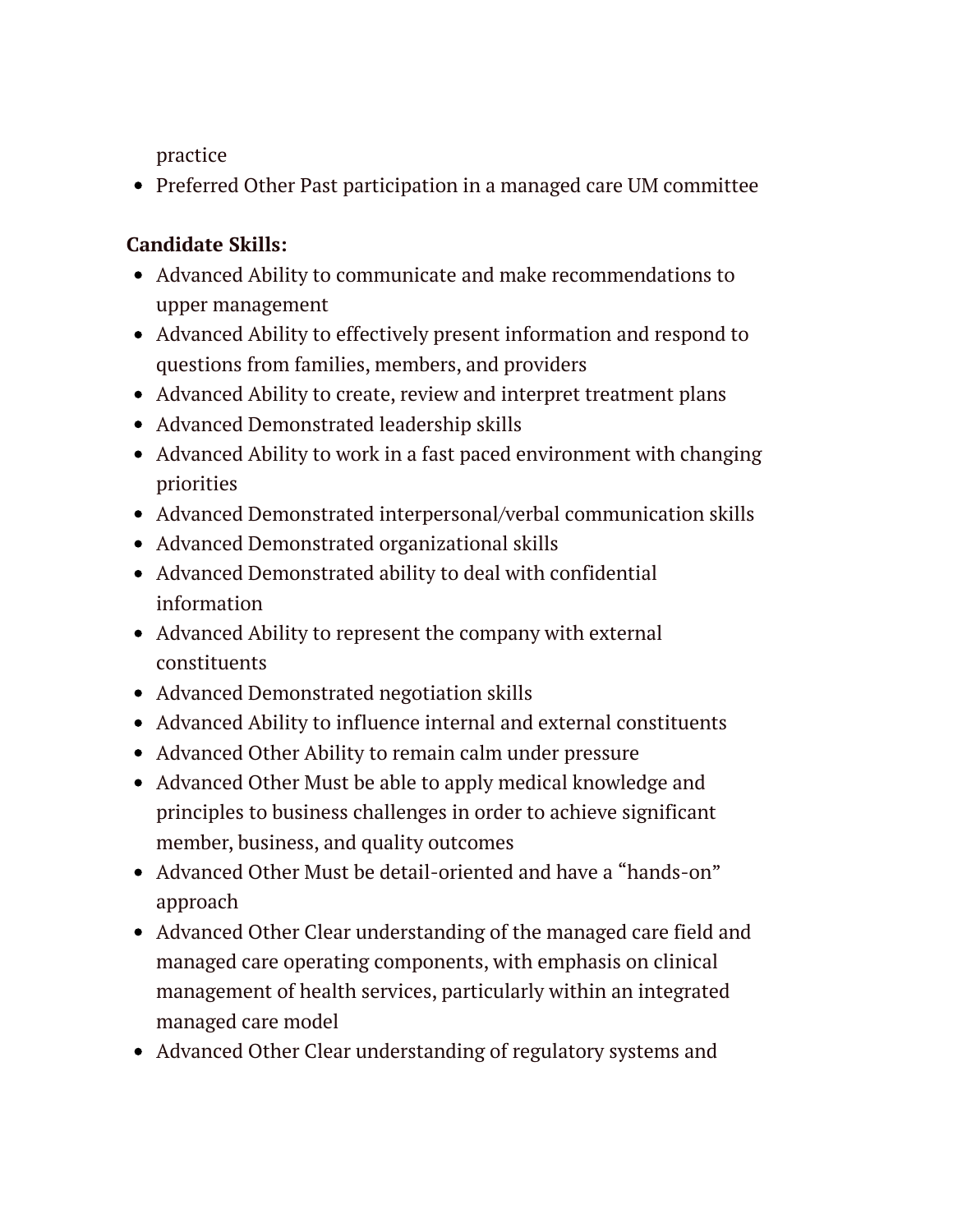practice
- Preferred Other Past participation in a managed care UM committee

**Candidate Skills:**

- Advanced Ability to communicate and make recommendations to upper management
- Advanced Ability to effectively present information and respond to questions from families, members, and providers
- Advanced Ability to create, review and interpret treatment plans
- Advanced Demonstrated leadership skills
- Advanced Ability to work in a fast paced environment with changing priorities
- Advanced Demonstrated interpersonal/verbal communication skills
- Advanced Demonstrated organizational skills
- Advanced Demonstrated ability to deal with confidential information
- Advanced Ability to represent the company with external constituents
- Advanced Demonstrated negotiation skills
- Advanced Ability to influence internal and external constituents
- Advanced Other Ability to remain calm under pressure
- Advanced Other Must be able to apply medical knowledge and principles to business challenges in order to achieve significant member, business, and quality outcomes
- Advanced Other Must be detail-oriented and have a "hands-on" approach
- Advanced Other Clear understanding of the managed care field and managed care operating components, with emphasis on clinical management of health services, particularly within an integrated managed care model
- Advanced Other Clear understanding of regulatory systems and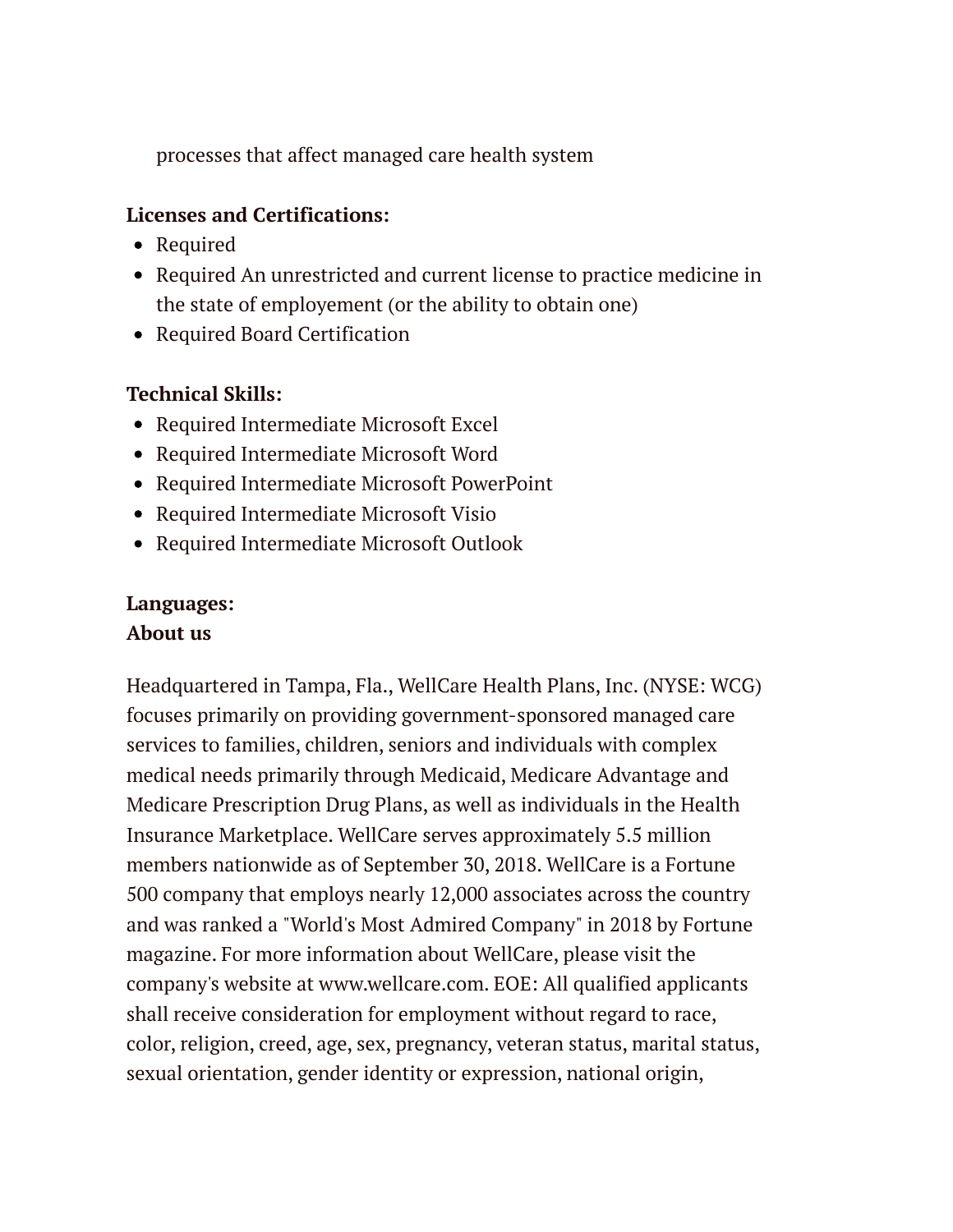processes that affect managed care health system

**Licenses and Certifications:**

- Required
- Required An unrestricted and current license to practice medicine in the state of employement (or the ability to obtain one)
- Required Board Certification

**Technical Skills:**

- Required Intermediate Microsoft Excel
- Required Intermediate Microsoft Word
- Required Intermediate Microsoft PowerPoint
- Required Intermediate Microsoft Visio
- Required Intermediate Microsoft Outlook

**Languages:**

**About us**

Headquartered in Tampa, Fla., WellCare Health Plans, Inc. (NYSE: WCG) focuses primarily on providing government-sponsored managed care services to families, children, seniors and individuals with complex medical needs primarily through Medicaid, Medicare Advantage and Medicare Prescription Drug Plans, as well as individuals in the Health Insurance Marketplace. WellCare serves approximately 5.5 million members nationwide as of September 30, 2018. WellCare is a Fortune 500 company that employs nearly 12,000 associates across the country and was ranked a "World's Most Admired Company" in 2018 by Fortune magazine. For more information about WellCare, please visit the company's website at www.wellcare.com. EOE: All qualified applicants shall receive consideration for employment without regard to race, color, religion, creed, age, sex, pregnancy, veteran status, marital status, sexual orientation, gender identity or expression, national origin,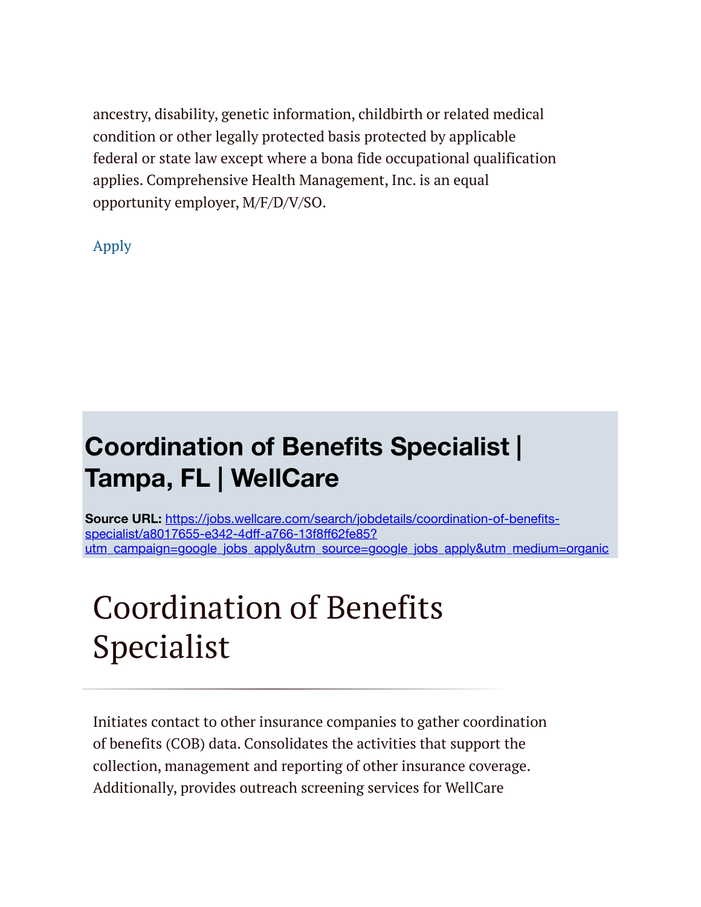ancestry, disability, genetic information, childbirth or related medical condition or other legally protected basis protected by applicable federal or state law except where a bona fide occupational qualification applies. Comprehensive Health Management, Inc. is an equal opportunity employer, M/F/D/V/SO.

Apply

## Coordination of Benefits Specialist | Tampa, FL | WellCare

**Source URL:** https://jobs.wellcare.com/search/jobdetails/coordination-of-benefits-specialist/a8017655-e342-4dff-a766-13f8ff62fe85?utm_campaign=google_jobs_apply&utm_source=google_jobs_apply&utm_medium=organic

# Coordination of Benefits Specialist

Initiates contact to other insurance companies to gather coordination of benefits (COB) data. Consolidates the activities that support the collection, management and reporting of other insurance coverage. Additionally, provides outreach screening services for WellCare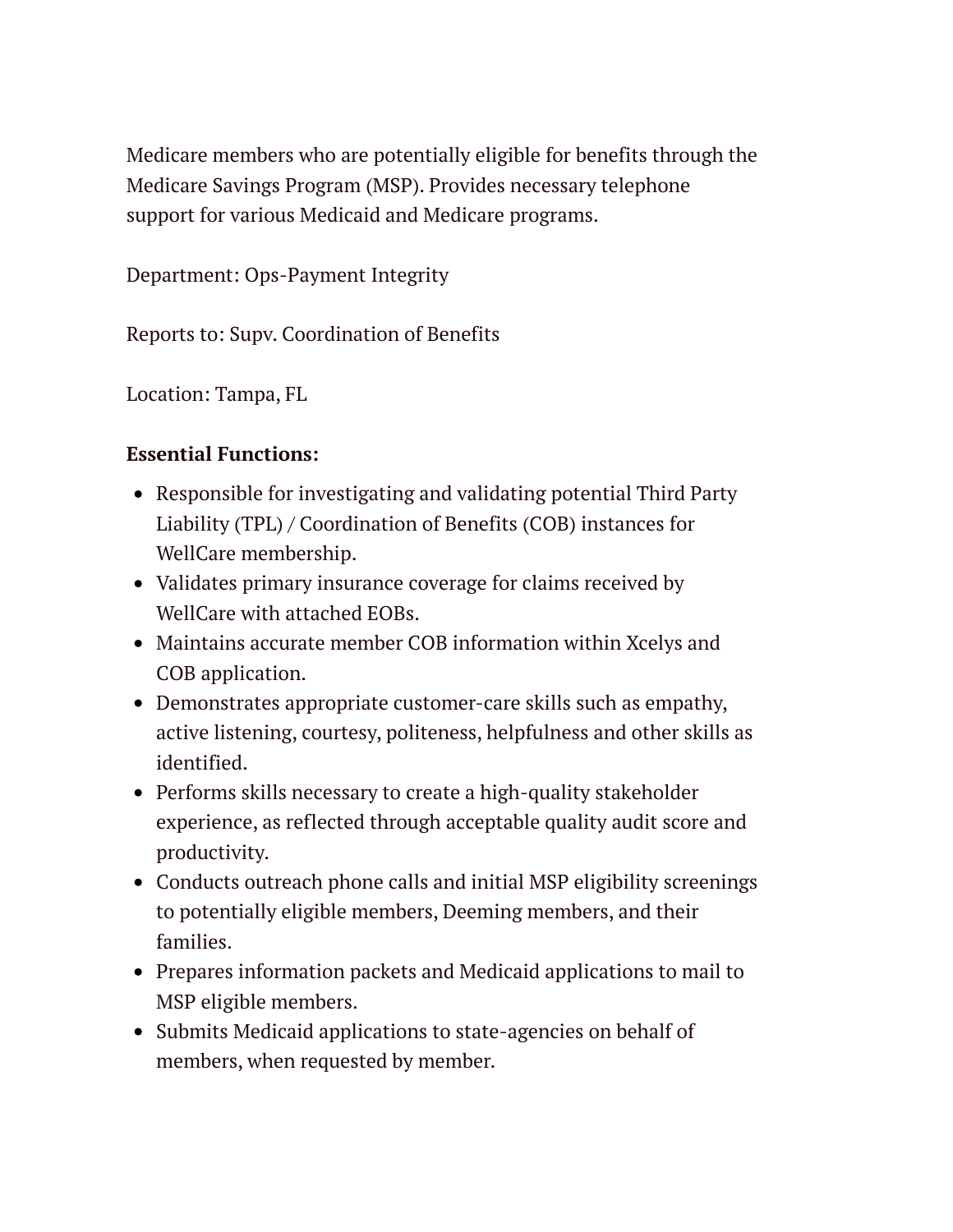Medicare members who are potentially eligible for benefits through the Medicare Savings Program (MSP). Provides necessary telephone support for various Medicaid and Medicare programs.

Department: Ops-Payment Integrity

Reports to: Supv. Coordination of Benefits

Location: Tampa, FL

**Essential Functions:**

- Responsible for investigating and validating potential Third Party Liability (TPL) / Coordination of Benefits (COB) instances for WellCare membership.
- Validates primary insurance coverage for claims received by WellCare with attached EOBs.
- Maintains accurate member COB information within Xcelys and COB application.
- Demonstrates appropriate customer-care skills such as empathy, active listening, courtesy, politeness, helpfulness and other skills as identified.
- Performs skills necessary to create a high-quality stakeholder experience, as reflected through acceptable quality audit score and productivity.
- Conducts outreach phone calls and initial MSP eligibility screenings to potentially eligible members, Deeming members, and their families.
- Prepares information packets and Medicaid applications to mail to MSP eligible members.
- Submits Medicaid applications to state-agencies on behalf of members, when requested by member.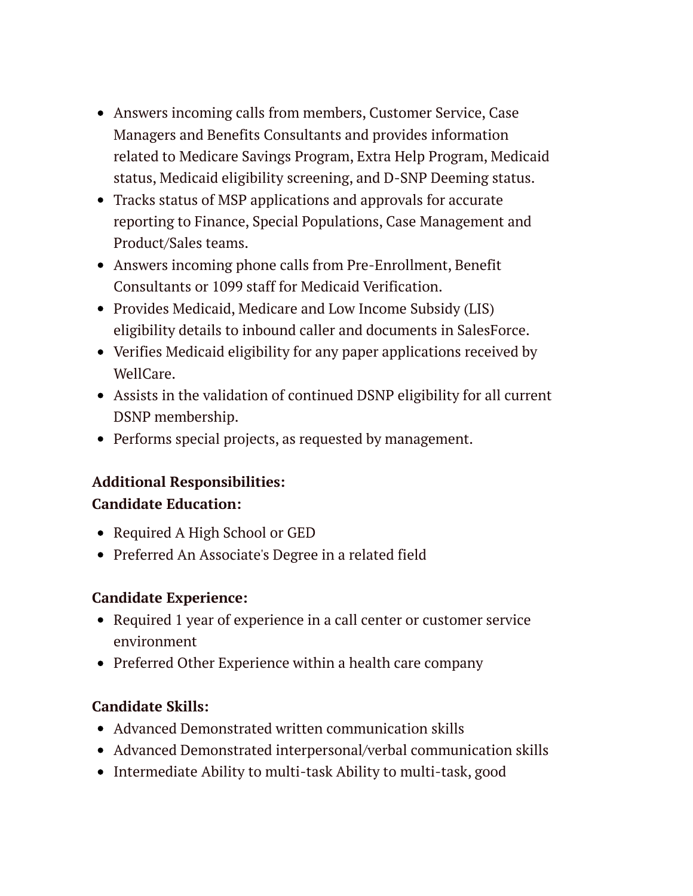- Answers incoming calls from members, Customer Service, Case Managers and Benefits Consultants and provides information related to Medicare Savings Program, Extra Help Program, Medicaid status, Medicaid eligibility screening, and D-SNP Deeming status.
- Tracks status of MSP applications and approvals for accurate reporting to Finance, Special Populations, Case Management and Product/Sales teams.
- Answers incoming phone calls from Pre-Enrollment, Benefit Consultants or 1099 staff for Medicaid Verification.
- Provides Medicaid, Medicare and Low Income Subsidy (LIS) eligibility details to inbound caller and documents in SalesForce.
- Verifies Medicaid eligibility for any paper applications received by WellCare.
- Assists in the validation of continued DSNP eligibility for all current DSNP membership.
- Performs special projects, as requested by management.

**Additional Responsibilities:**
**Candidate Education:**

- Required A High School or GED
- Preferred An Associate's Degree in a related field

**Candidate Experience:**

- Required 1 year of experience in a call center or customer service environment
- Preferred Other Experience within a health care company

**Candidate Skills:**

- Advanced Demonstrated written communication skills
- Advanced Demonstrated interpersonal/verbal communication skills
- Intermediate Ability to multi-task Ability to multi-task, good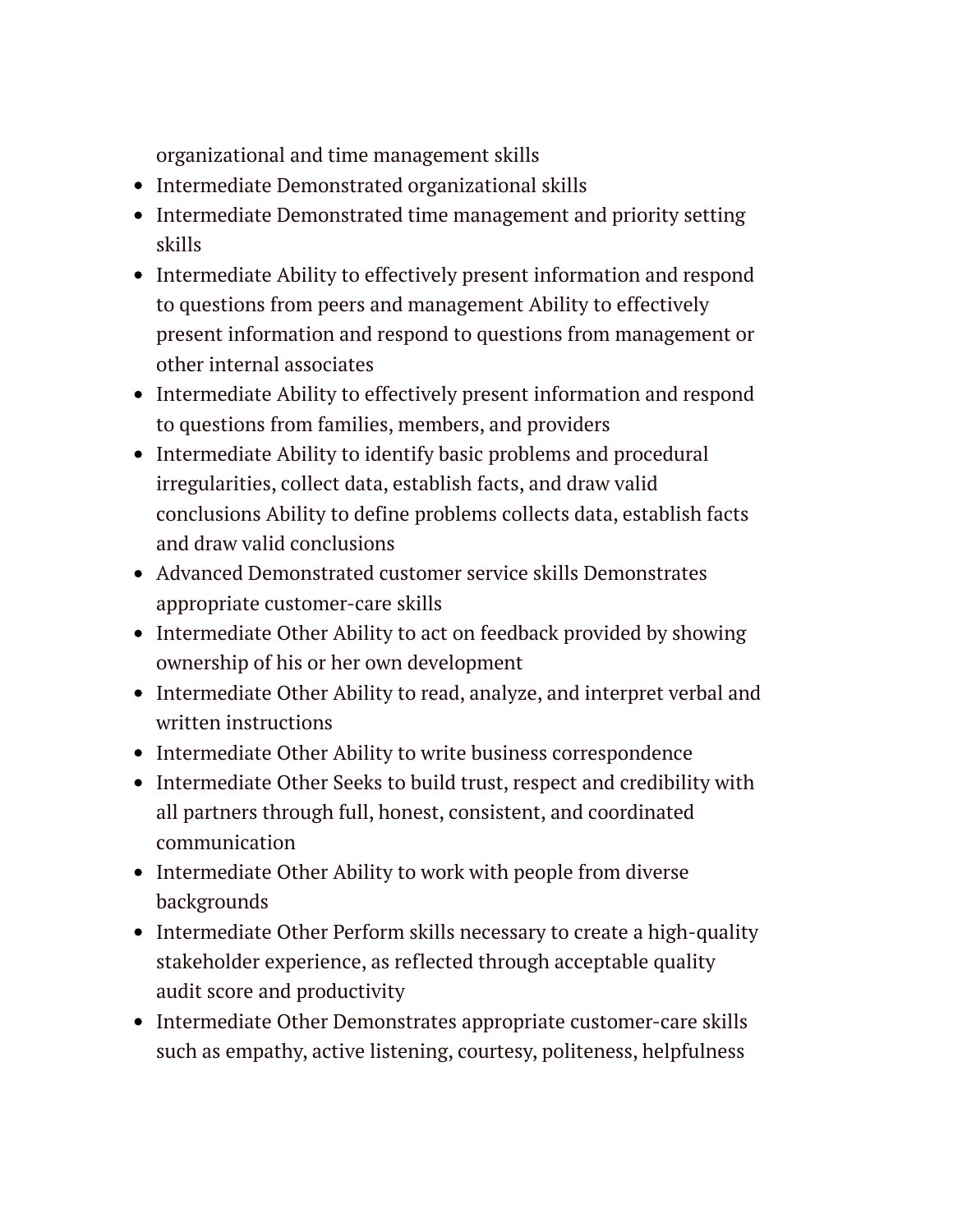organizational and time management skills

- Intermediate Demonstrated organizational skills
- Intermediate Demonstrated time management and priority setting skills
- Intermediate Ability to effectively present information and respond to questions from peers and management Ability to effectively present information and respond to questions from management or other internal associates
- Intermediate Ability to effectively present information and respond to questions from families, members, and providers
- Intermediate Ability to identify basic problems and procedural irregularities, collect data, establish facts, and draw valid conclusions Ability to define problems collects data, establish facts and draw valid conclusions
- Advanced Demonstrated customer service skills Demonstrates appropriate customer-care skills
- Intermediate Other Ability to act on feedback provided by showing ownership of his or her own development
- Intermediate Other Ability to read, analyze, and interpret verbal and written instructions
- Intermediate Other Ability to write business correspondence
- Intermediate Other Seeks to build trust, respect and credibility with all partners through full, honest, consistent, and coordinated communication
- Intermediate Other Ability to work with people from diverse backgrounds
- Intermediate Other Perform skills necessary to create a high-quality stakeholder experience, as reflected through acceptable quality audit score and productivity
- Intermediate Other Demonstrates appropriate customer-care skills such as empathy, active listening, courtesy, politeness, helpfulness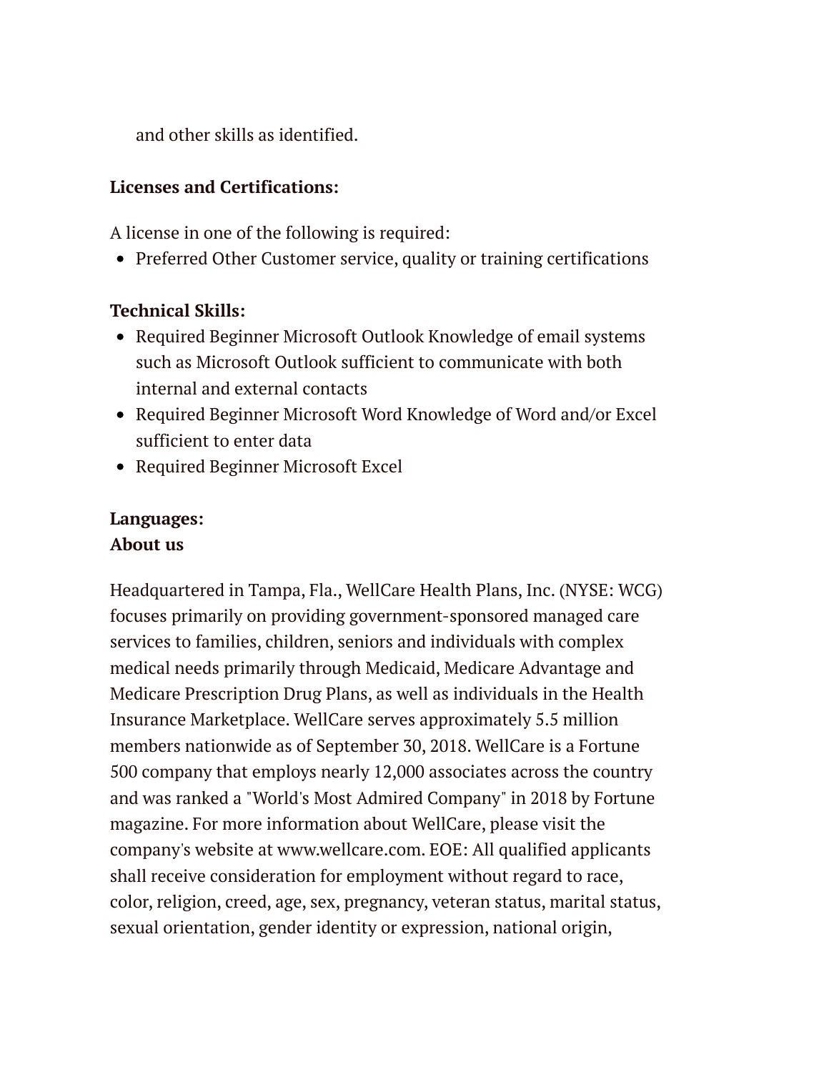and other skills as identified.

**Licenses and Certifications:**

A license in one of the following is required:

- Preferred Other Customer service, quality or training certifications

**Technical Skills:**

- Required Beginner Microsoft Outlook Knowledge of email systems such as Microsoft Outlook sufficient to communicate with both internal and external contacts
- Required Beginner Microsoft Word Knowledge of Word and/or Excel sufficient to enter data
- Required Beginner Microsoft Excel

**Languages:**

**About us**

Headquartered in Tampa, Fla., WellCare Health Plans, Inc. (NYSE: WCG) focuses primarily on providing government-sponsored managed care services to families, children, seniors and individuals with complex medical needs primarily through Medicaid, Medicare Advantage and Medicare Prescription Drug Plans, as well as individuals in the Health Insurance Marketplace. WellCare serves approximately 5.5 million members nationwide as of September 30, 2018. WellCare is a Fortune 500 company that employs nearly 12,000 associates across the country and was ranked a "World's Most Admired Company" in 2018 by Fortune magazine. For more information about WellCare, please visit the company's website at www.wellcare.com. EOE: All qualified applicants shall receive consideration for employment without regard to race, color, religion, creed, age, sex, pregnancy, veteran status, marital status, sexual orientation, gender identity or expression, national origin,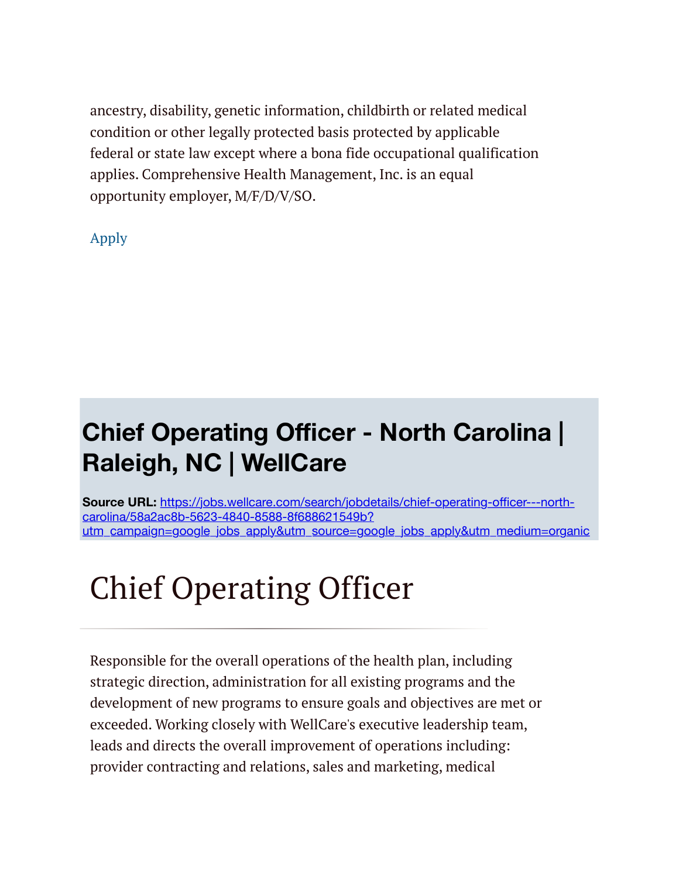ancestry, disability, genetic information, childbirth or related medical condition or other legally protected basis protected by applicable federal or state law except where a bona fide occupational qualification applies. Comprehensive Health Management, Inc. is an equal opportunity employer, M/F/D/V/SO.

Apply

## Chief Operating Officer - North Carolina | Raleigh, NC | WellCare

**Source URL:** https://jobs.wellcare.com/search/jobdetails/chief-operating-officer---north-carolina/58a2ac8b-5623-4840-8588-8f688621549b?utm_campaign=google_jobs_apply&utm_source=google_jobs_apply&utm_medium=organic

# Chief Operating Officer

Responsible for the overall operations of the health plan, including strategic direction, administration for all existing programs and the development of new programs to ensure goals and objectives are met or exceeded. Working closely with WellCare's executive leadership team, leads and directs the overall improvement of operations including: provider contracting and relations, sales and marketing, medical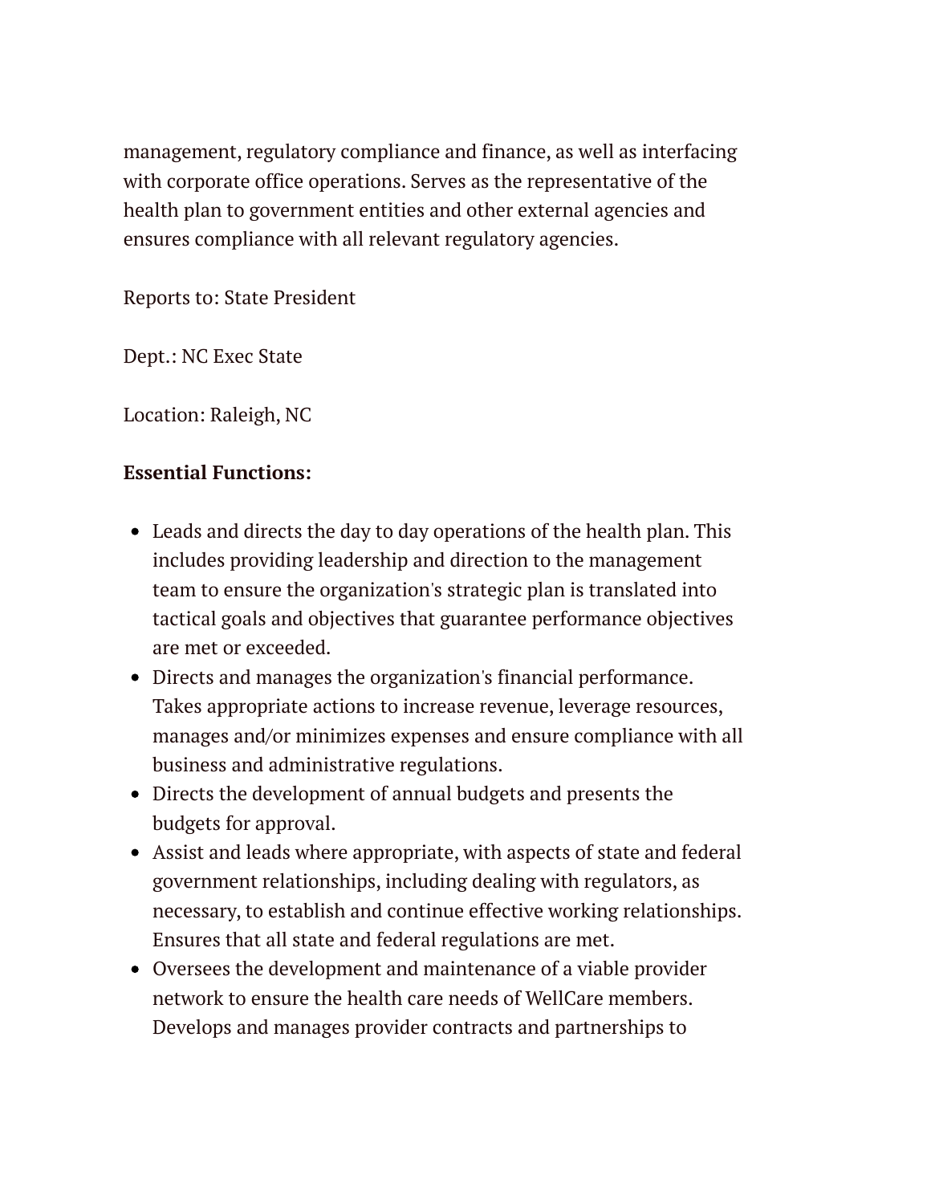management, regulatory compliance and finance, as well as interfacing with corporate office operations. Serves as the representative of the health plan to government entities and other external agencies and ensures compliance with all relevant regulatory agencies.

Reports to: State President

Dept.: NC Exec State

Location: Raleigh, NC

**Essential Functions:**

- Leads and directs the day to day operations of the health plan. This includes providing leadership and direction to the management team to ensure the organization's strategic plan is translated into tactical goals and objectives that guarantee performance objectives are met or exceeded.
- Directs and manages the organization's financial performance. Takes appropriate actions to increase revenue, leverage resources, manages and/or minimizes expenses and ensure compliance with all business and administrative regulations.
- Directs the development of annual budgets and presents the budgets for approval.
- Assist and leads where appropriate, with aspects of state and federal government relationships, including dealing with regulators, as necessary, to establish and continue effective working relationships. Ensures that all state and federal regulations are met.
- Oversees the development and maintenance of a viable provider network to ensure the health care needs of WellCare members. Develops and manages provider contracts and partnerships to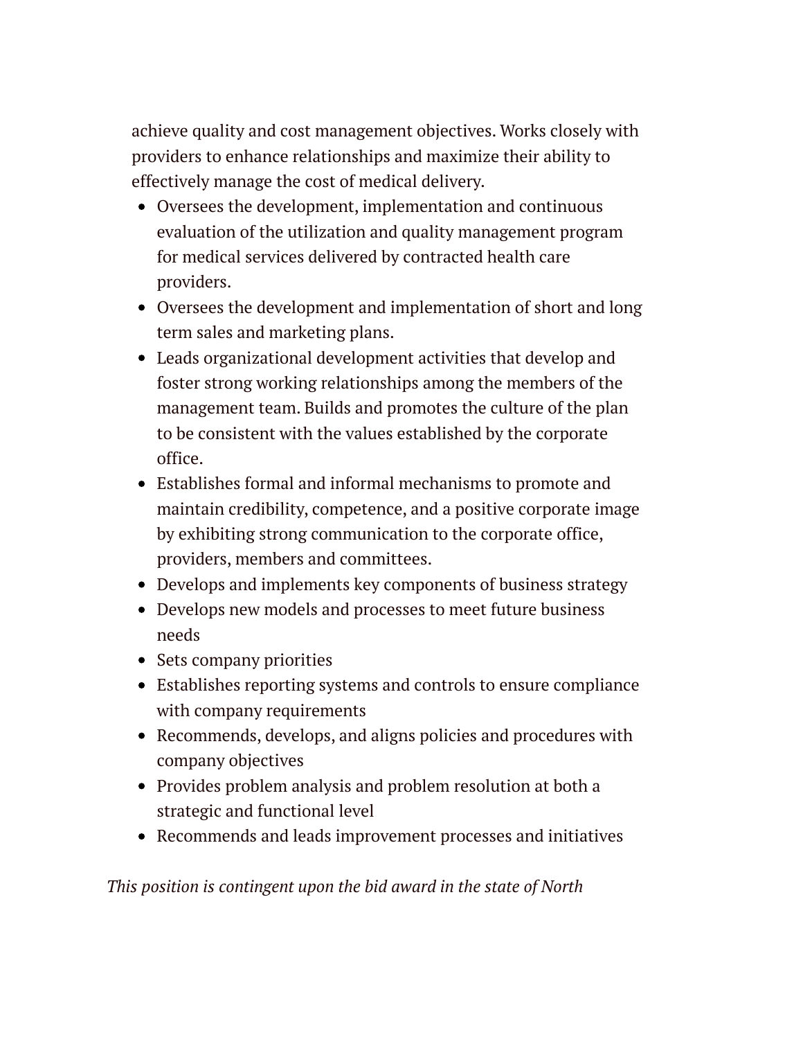achieve quality and cost management objectives. Works closely with providers to enhance relationships and maximize their ability to effectively manage the cost of medical delivery.

- Oversees the development, implementation and continuous evaluation of the utilization and quality management program for medical services delivered by contracted health care providers.
- Oversees the development and implementation of short and long term sales and marketing plans.
- Leads organizational development activities that develop and foster strong working relationships among the members of the management team. Builds and promotes the culture of the plan to be consistent with the values established by the corporate office.
- Establishes formal and informal mechanisms to promote and maintain credibility, competence, and a positive corporate image by exhibiting strong communication to the corporate office, providers, members and committees.
- Develops and implements key components of business strategy
- Develops new models and processes to meet future business needs
- Sets company priorities
- Establishes reporting systems and controls to ensure compliance with company requirements
- Recommends, develops, and aligns policies and procedures with company objectives
- Provides problem analysis and problem resolution at both a strategic and functional level
- Recommends and leads improvement processes and initiatives

*This position is contingent upon the bid award in the state of North*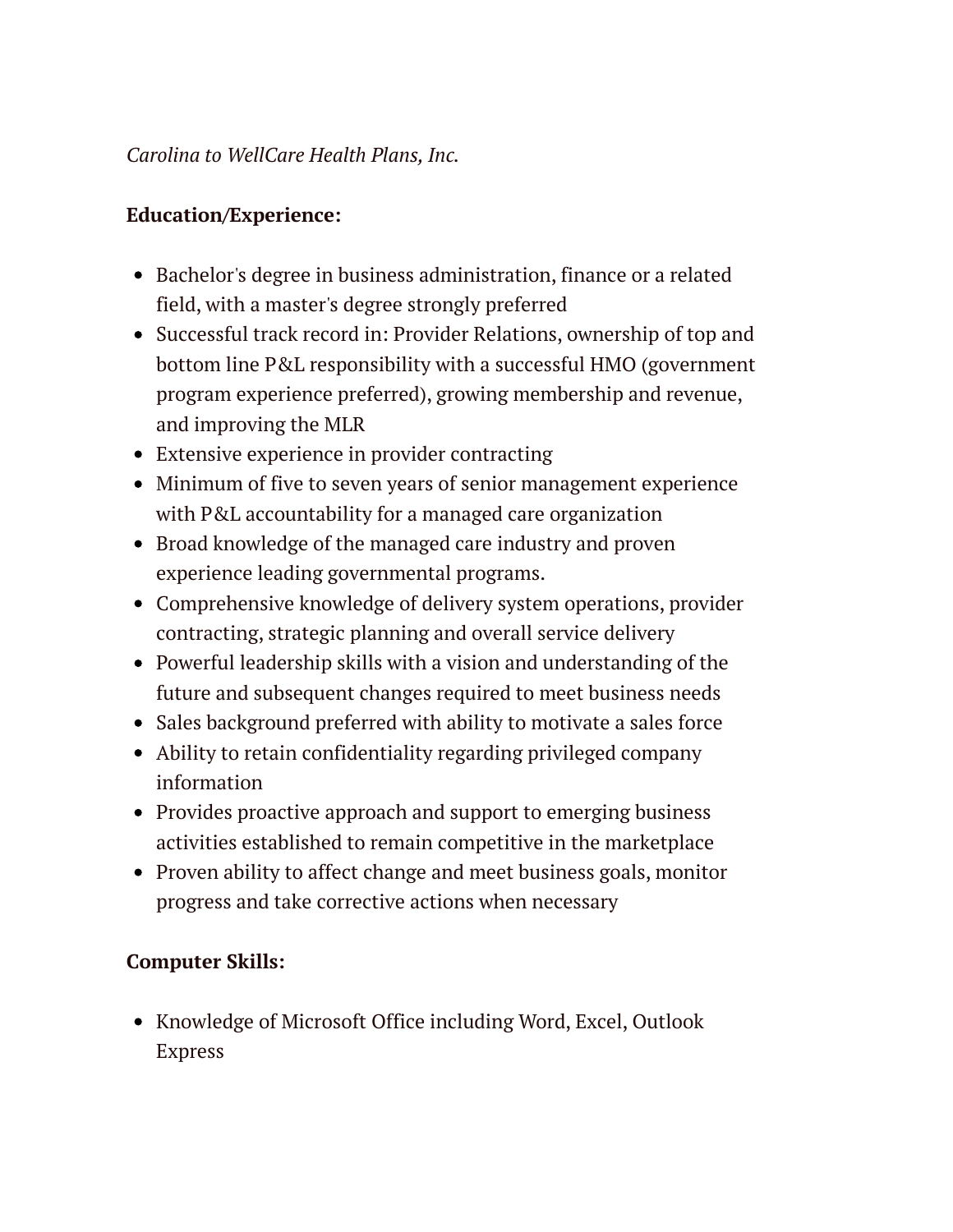*Carolina to WellCare Health Plans, Inc.*

**Education/Experience:**

- Bachelor's degree in business administration, finance or a related field, with a master's degree strongly preferred
- Successful track record in: Provider Relations, ownership of top and bottom line P&L responsibility with a successful HMO (government program experience preferred), growing membership and revenue, and improving the MLR
- Extensive experience in provider contracting
- Minimum of five to seven years of senior management experience with P&L accountability for a managed care organization
- Broad knowledge of the managed care industry and proven experience leading governmental programs.
- Comprehensive knowledge of delivery system operations, provider contracting, strategic planning and overall service delivery
- Powerful leadership skills with a vision and understanding of the future and subsequent changes required to meet business needs
- Sales background preferred with ability to motivate a sales force
- Ability to retain confidentiality regarding privileged company information
- Provides proactive approach and support to emerging business activities established to remain competitive in the marketplace
- Proven ability to affect change and meet business goals, monitor progress and take corrective actions when necessary

**Computer Skills:**

- Knowledge of Microsoft Office including Word, Excel, Outlook Express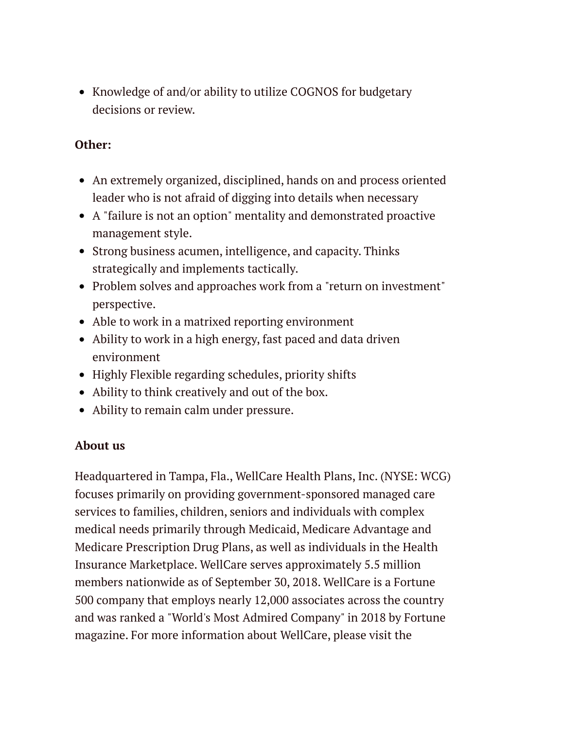- Knowledge of and/or ability to utilize COGNOS for budgetary decisions or review.

**Other:**

- An extremely organized, disciplined, hands on and process oriented leader who is not afraid of digging into details when necessary
- A "failure is not an option" mentality and demonstrated proactive management style.
- Strong business acumen, intelligence, and capacity. Thinks strategically and implements tactically.
- Problem solves and approaches work from a "return on investment" perspective.
- Able to work in a matrixed reporting environment
- Ability to work in a high energy, fast paced and data driven environment
- Highly Flexible regarding schedules, priority shifts
- Ability to think creatively and out of the box.
- Ability to remain calm under pressure.

**About us**

Headquartered in Tampa, Fla., WellCare Health Plans, Inc. (NYSE: WCG) focuses primarily on providing government-sponsored managed care services to families, children, seniors and individuals with complex medical needs primarily through Medicaid, Medicare Advantage and Medicare Prescription Drug Plans, as well as individuals in the Health Insurance Marketplace. WellCare serves approximately 5.5 million members nationwide as of September 30, 2018. WellCare is a Fortune 500 company that employs nearly 12,000 associates across the country and was ranked a "World's Most Admired Company" in 2018 by Fortune magazine. For more information about WellCare, please visit the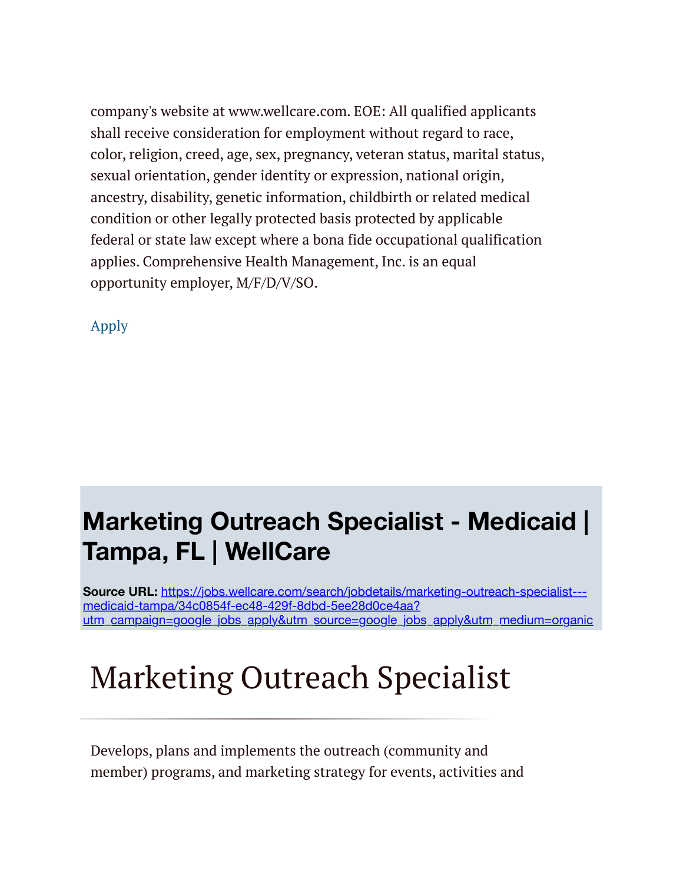company's website at www.wellcare.com. EOE: All qualified applicants shall receive consideration for employment without regard to race, color, religion, creed, age, sex, pregnancy, veteran status, marital status, sexual orientation, gender identity or expression, national origin, ancestry, disability, genetic information, childbirth or related medical condition or other legally protected basis protected by applicable federal or state law except where a bona fide occupational qualification applies. Comprehensive Health Management, Inc. is an equal opportunity employer, M/F/D/V/SO.

Apply

## Marketing Outreach Specialist - Medicaid | Tampa, FL | WellCare

**Source URL:** https://jobs.wellcare.com/search/jobdetails/marketing-outreach-specialist---medicaid-tampa/34c0854f-ec48-429f-8dbd-5ee28d0ce4aa?utm_campaign=google_jobs_apply&utm_source=google_jobs_apply&utm_medium=organic

# Marketing Outreach Specialist

Develops, plans and implements the outreach (community and member) programs, and marketing strategy for events, activities and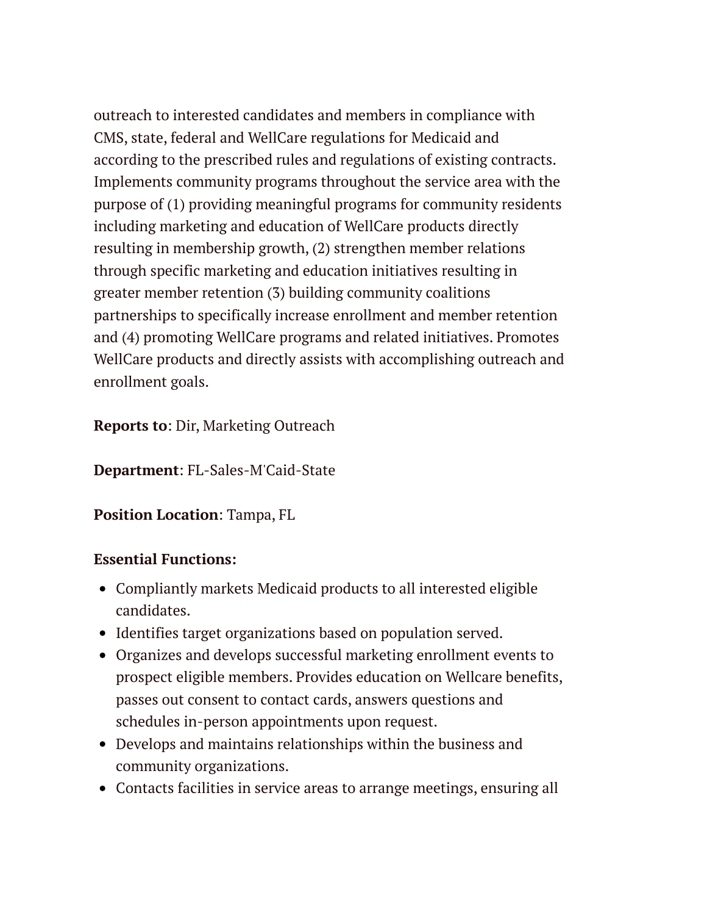outreach to interested candidates and members in compliance with CMS, state, federal and WellCare regulations for Medicaid and according to the prescribed rules and regulations of existing contracts. Implements community programs throughout the service area with the purpose of (1) providing meaningful programs for community residents including marketing and education of WellCare products directly resulting in membership growth, (2) strengthen member relations through specific marketing and education initiatives resulting in greater member retention (3) building community coalitions partnerships to specifically increase enrollment and member retention and (4) promoting WellCare programs and related initiatives. Promotes WellCare products and directly assists with accomplishing outreach and enrollment goals.

**Reports to**: Dir, Marketing Outreach

**Department**: FL-Sales-M'Caid-State

**Position Location**: Tampa, FL

**Essential Functions:**

- Compliantly markets Medicaid products to all interested eligible candidates.
- Identifies target organizations based on population served.
- Organizes and develops successful marketing enrollment events to prospect eligible members. Provides education on Wellcare benefits, passes out consent to contact cards, answers questions and schedules in-person appointments upon request.
- Develops and maintains relationships within the business and community organizations.
- Contacts facilities in service areas to arrange meetings, ensuring all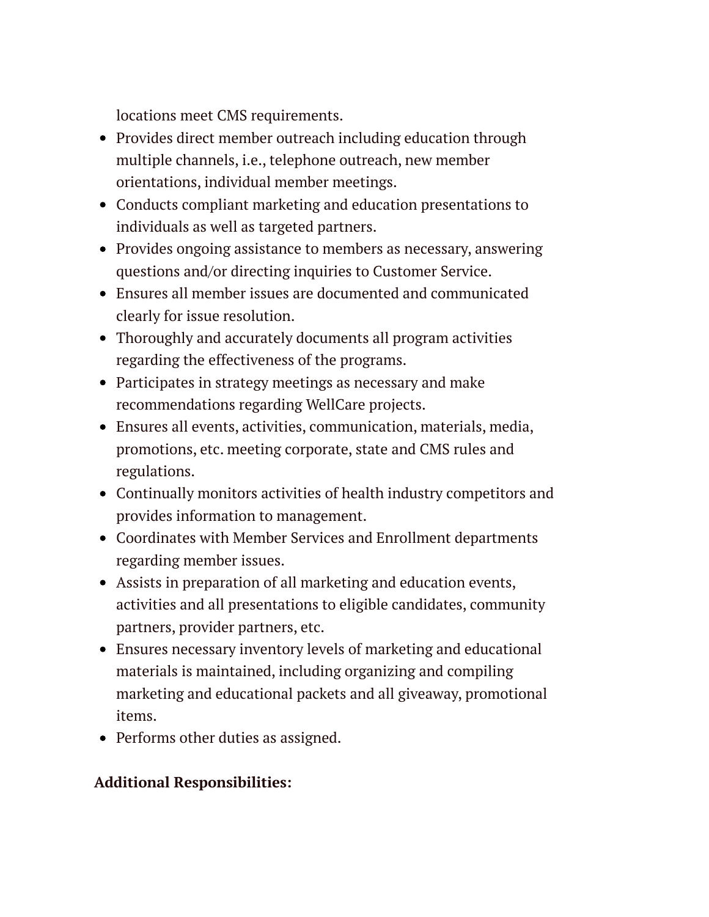locations meet CMS requirements.

- Provides direct member outreach including education through multiple channels, i.e., telephone outreach, new member orientations, individual member meetings.
- Conducts compliant marketing and education presentations to individuals as well as targeted partners.
- Provides ongoing assistance to members as necessary, answering questions and/or directing inquiries to Customer Service.
- Ensures all member issues are documented and communicated clearly for issue resolution.
- Thoroughly and accurately documents all program activities regarding the effectiveness of the programs.
- Participates in strategy meetings as necessary and make recommendations regarding WellCare projects.
- Ensures all events, activities, communication, materials, media, promotions, etc. meeting corporate, state and CMS rules and regulations.
- Continually monitors activities of health industry competitors and provides information to management.
- Coordinates with Member Services and Enrollment departments regarding member issues.
- Assists in preparation of all marketing and education events, activities and all presentations to eligible candidates, community partners, provider partners, etc.
- Ensures necessary inventory levels of marketing and educational materials is maintained, including organizing and compiling marketing and educational packets and all giveaway, promotional items.
- Performs other duties as assigned.

**Additional Responsibilities:**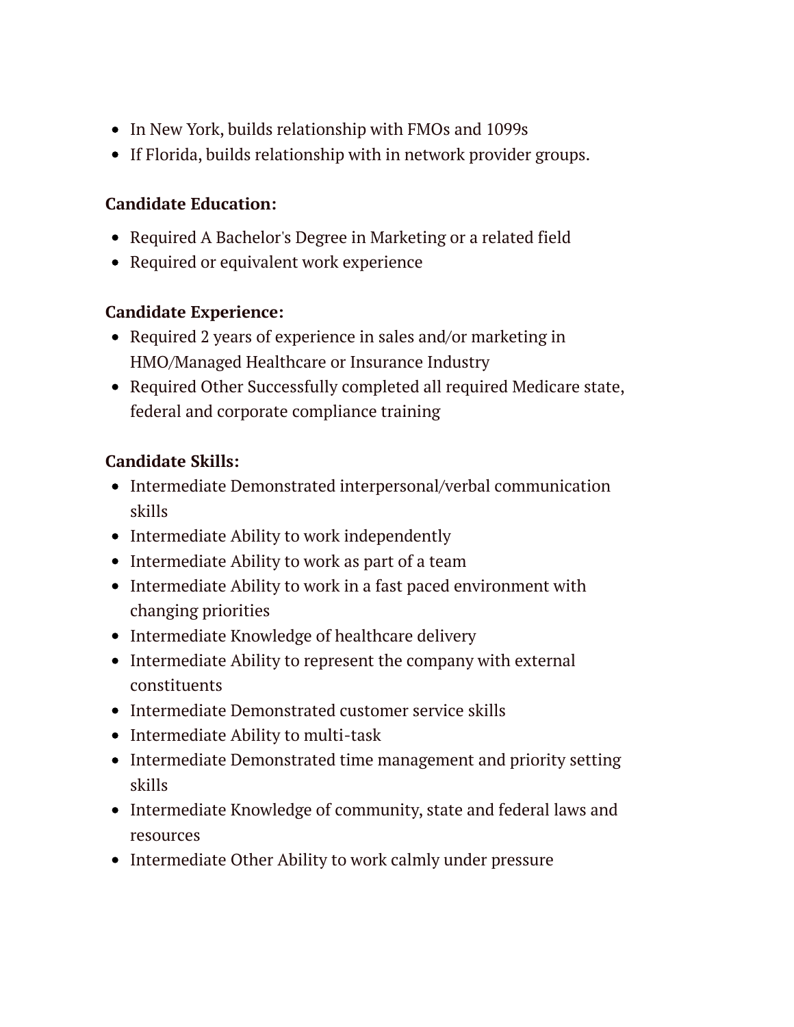- In New York, builds relationship with FMOs and 1099s
- If Florida, builds relationship with in network provider groups.

**Candidate Education:**

- Required A Bachelor's Degree in Marketing or a related field
- Required or equivalent work experience

**Candidate Experience:**

- Required 2 years of experience in sales and/or marketing in HMO/Managed Healthcare or Insurance Industry
- Required Other Successfully completed all required Medicare state, federal and corporate compliance training

**Candidate Skills:**

- Intermediate Demonstrated interpersonal/verbal communication skills
- Intermediate Ability to work independently
- Intermediate Ability to work as part of a team
- Intermediate Ability to work in a fast paced environment with changing priorities
- Intermediate Knowledge of healthcare delivery
- Intermediate Ability to represent the company with external constituents
- Intermediate Demonstrated customer service skills
- Intermediate Ability to multi-task
- Intermediate Demonstrated time management and priority setting skills
- Intermediate Knowledge of community, state and federal laws and resources
- Intermediate Other Ability to work calmly under pressure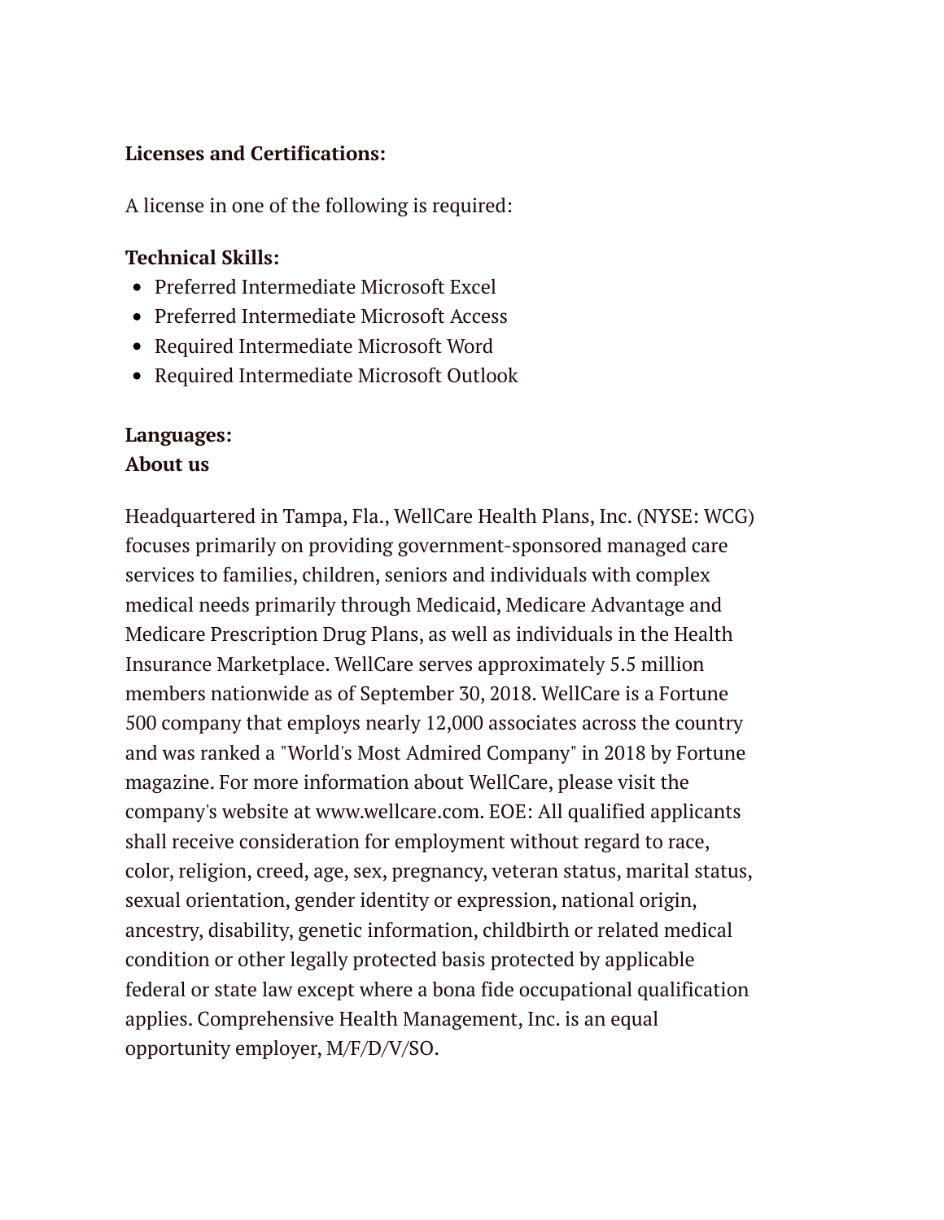**Licenses and Certifications:**

A license in one of the following is required:

**Technical Skills:**

- Preferred Intermediate Microsoft Excel
- Preferred Intermediate Microsoft Access
- Required Intermediate Microsoft Word
- Required Intermediate Microsoft Outlook

**Languages:**

**About us**

Headquartered in Tampa, Fla., WellCare Health Plans, Inc. (NYSE: WCG) focuses primarily on providing government-sponsored managed care services to families, children, seniors and individuals with complex medical needs primarily through Medicaid, Medicare Advantage and Medicare Prescription Drug Plans, as well as individuals in the Health Insurance Marketplace. WellCare serves approximately 5.5 million members nationwide as of September 30, 2018. WellCare is a Fortune 500 company that employs nearly 12,000 associates across the country and was ranked a "World's Most Admired Company" in 2018 by Fortune magazine. For more information about WellCare, please visit the company's website at www.wellcare.com. EOE: All qualified applicants shall receive consideration for employment without regard to race, color, religion, creed, age, sex, pregnancy, veteran status, marital status, sexual orientation, gender identity or expression, national origin, ancestry, disability, genetic information, childbirth or related medical condition or other legally protected basis protected by applicable federal or state law except where a bona fide occupational qualification applies. Comprehensive Health Management, Inc. is an equal opportunity employer, M/F/D/V/SO.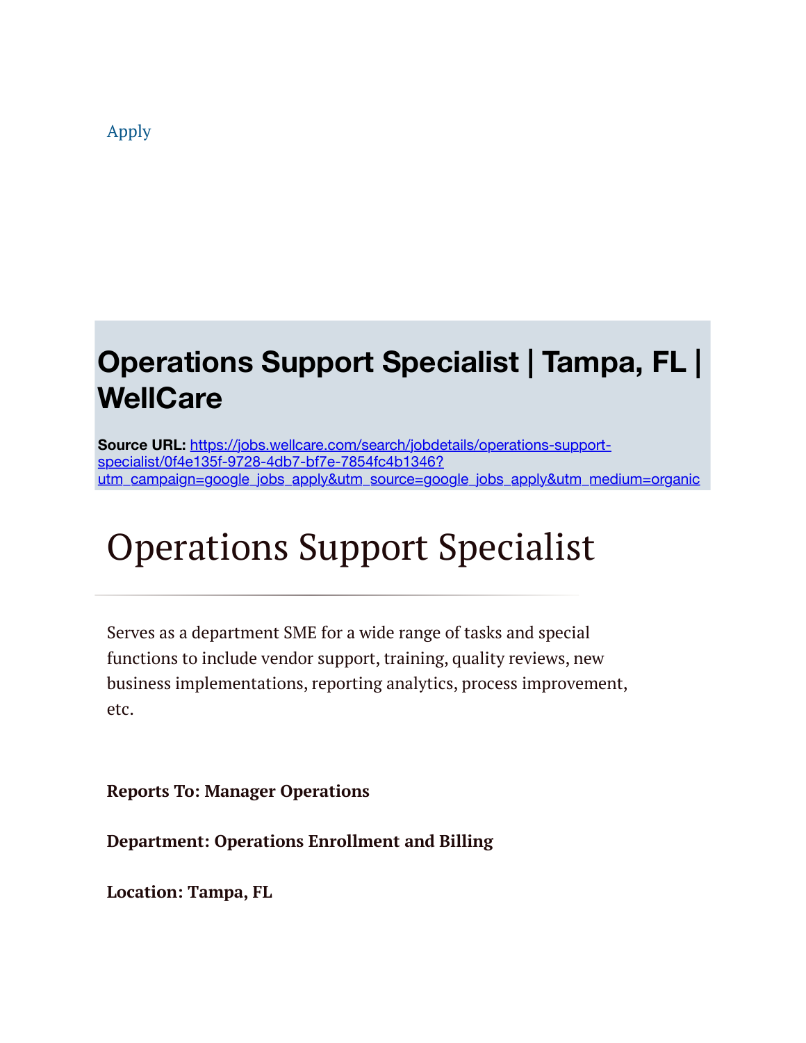Apply

# Operations Support Specialist | Tampa, FL | WellCare

**Source URL:** https://jobs.wellcare.com/search/jobdetails/operations-support-specialist/0f4e135f-9728-4db7-bf7e-7854fc4b1346?utm_campaign=google_jobs_apply&utm_source=google_jobs_apply&utm_medium=organic

# Operations Support Specialist

Serves as a department SME for a wide range of tasks and special functions to include vendor support, training, quality reviews, new business implementations, reporting analytics, process improvement, etc.

**Reports To: Manager Operations**

**Department: Operations Enrollment and Billing**

**Location: Tampa, FL**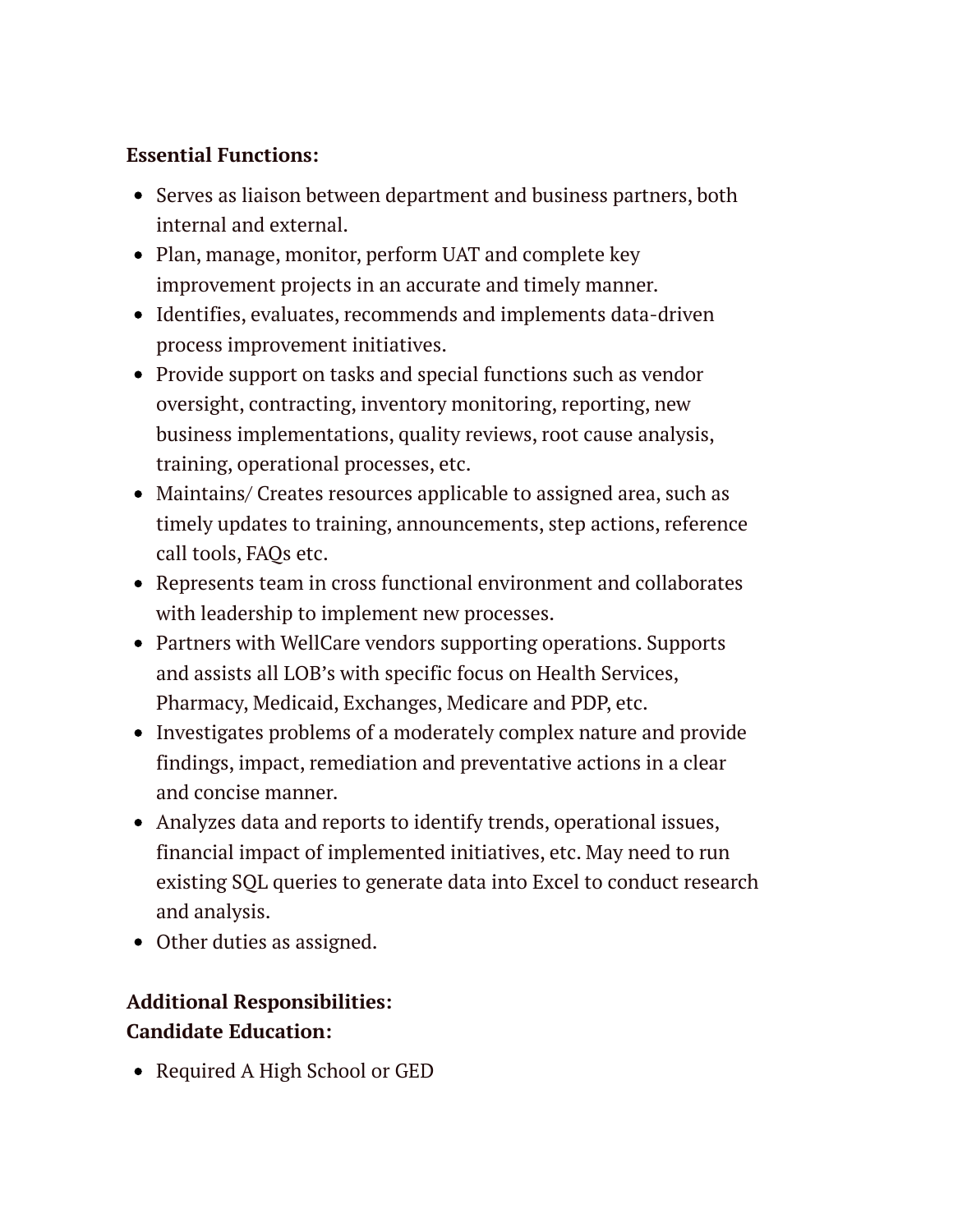**Essential Functions:**

- Serves as liaison between department and business partners, both internal and external.
- Plan, manage, monitor, perform UAT and complete key improvement projects in an accurate and timely manner.
- Identifies, evaluates, recommends and implements data-driven process improvement initiatives.
- Provide support on tasks and special functions such as vendor oversight, contracting, inventory monitoring, reporting, new business implementations, quality reviews, root cause analysis, training, operational processes, etc.
- Maintains/ Creates resources applicable to assigned area, such as timely updates to training, announcements, step actions, reference call tools, FAQs etc.
- Represents team in cross functional environment and collaborates with leadership to implement new processes.
- Partners with WellCare vendors supporting operations. Supports and assists all LOB's with specific focus on Health Services, Pharmacy, Medicaid, Exchanges, Medicare and PDP, etc.
- Investigates problems of a moderately complex nature and provide findings, impact, remediation and preventative actions in a clear and concise manner.
- Analyzes data and reports to identify trends, operational issues, financial impact of implemented initiatives, etc. May need to run existing SQL queries to generate data into Excel to conduct research and analysis.
- Other duties as assigned.

**Additional Responsibilities:**
**Candidate Education:**

- Required A High School or GED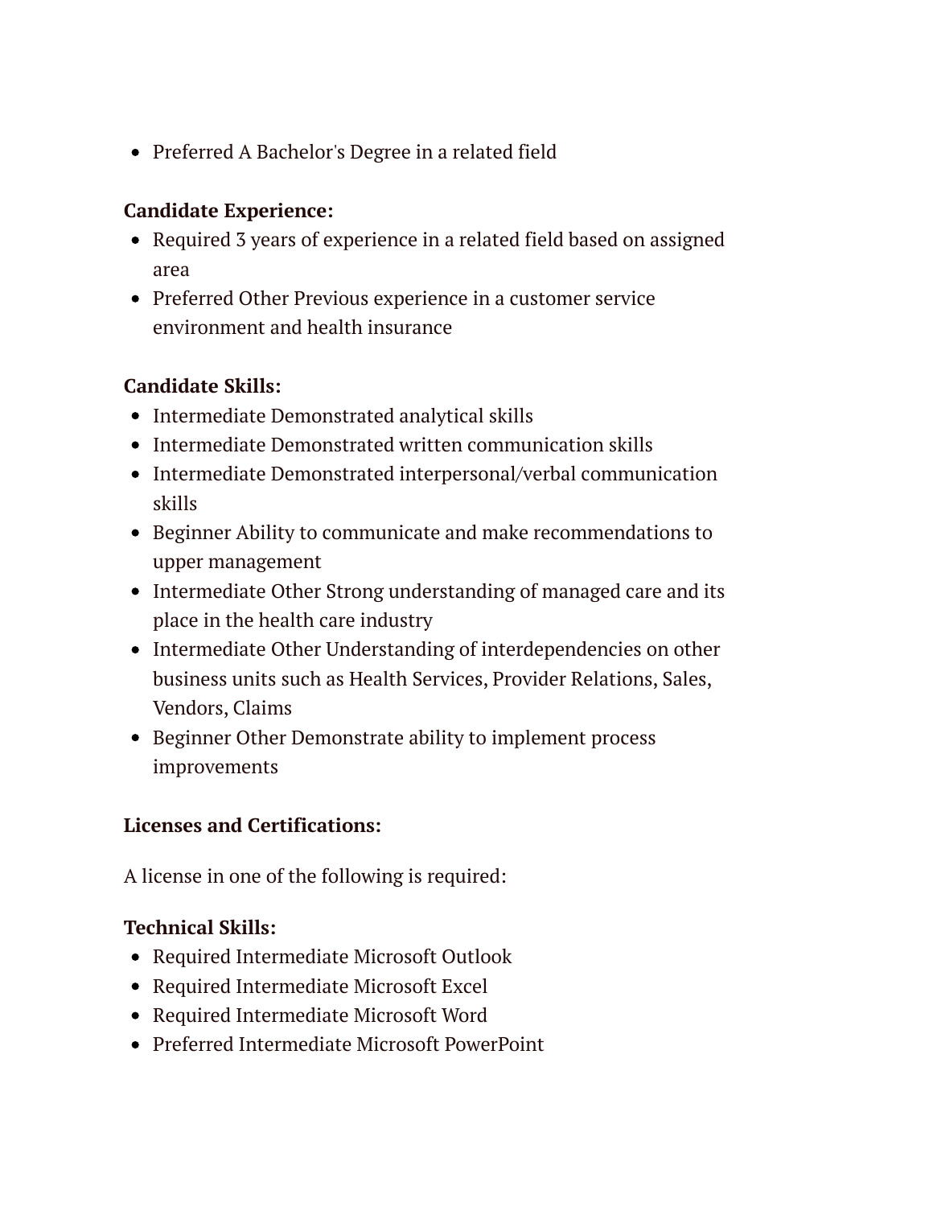- Preferred A Bachelor's Degree in a related field

**Candidate Experience:**

- Required 3 years of experience in a related field based on assigned area
- Preferred Other Previous experience in a customer service environment and health insurance

**Candidate Skills:**

- Intermediate Demonstrated analytical skills
- Intermediate Demonstrated written communication skills
- Intermediate Demonstrated interpersonal/verbal communication skills
- Beginner Ability to communicate and make recommendations to upper management
- Intermediate Other Strong understanding of managed care and its place in the health care industry
- Intermediate Other Understanding of interdependencies on other business units such as Health Services, Provider Relations, Sales, Vendors, Claims
- Beginner Other Demonstrate ability to implement process improvements

**Licenses and Certifications:**

A license in one of the following is required:

**Technical Skills:**

- Required Intermediate Microsoft Outlook
- Required Intermediate Microsoft Excel
- Required Intermediate Microsoft Word
- Preferred Intermediate Microsoft PowerPoint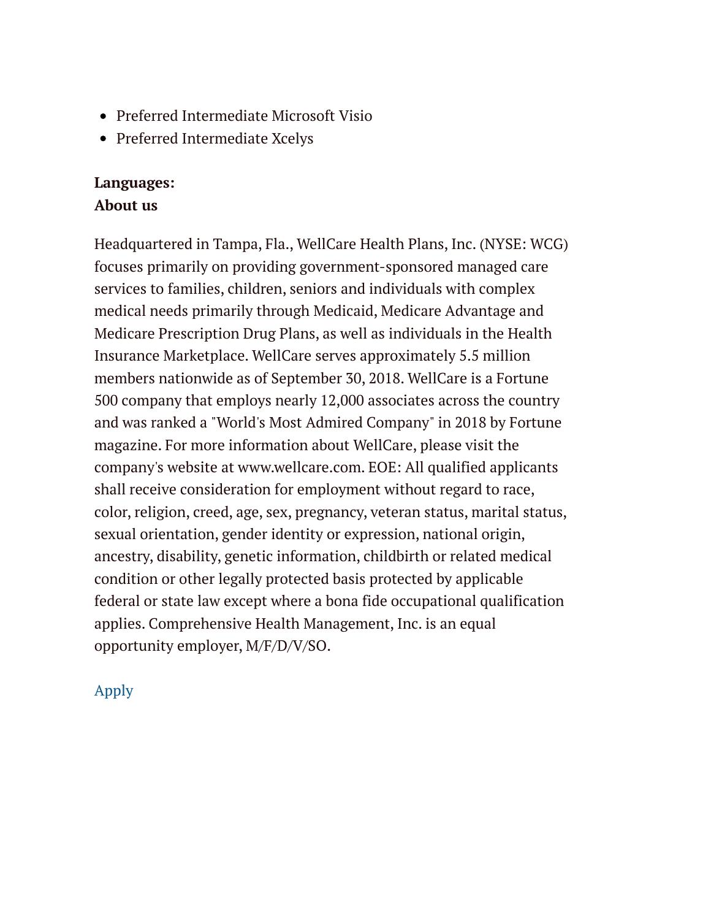- Preferred Intermediate Microsoft Visio
- Preferred Intermediate Xcelys

**Languages:**
**About us**

Headquartered in Tampa, Fla., WellCare Health Plans, Inc. (NYSE: WCG) focuses primarily on providing government-sponsored managed care services to families, children, seniors and individuals with complex medical needs primarily through Medicaid, Medicare Advantage and Medicare Prescription Drug Plans, as well as individuals in the Health Insurance Marketplace. WellCare serves approximately 5.5 million members nationwide as of September 30, 2018. WellCare is a Fortune 500 company that employs nearly 12,000 associates across the country and was ranked a "World's Most Admired Company" in 2018 by Fortune magazine. For more information about WellCare, please visit the company's website at www.wellcare.com. EOE: All qualified applicants shall receive consideration for employment without regard to race, color, religion, creed, age, sex, pregnancy, veteran status, marital status, sexual orientation, gender identity or expression, national origin, ancestry, disability, genetic information, childbirth or related medical condition or other legally protected basis protected by applicable federal or state law except where a bona fide occupational qualification applies. Comprehensive Health Management, Inc. is an equal opportunity employer, M/F/D/V/SO.

Apply